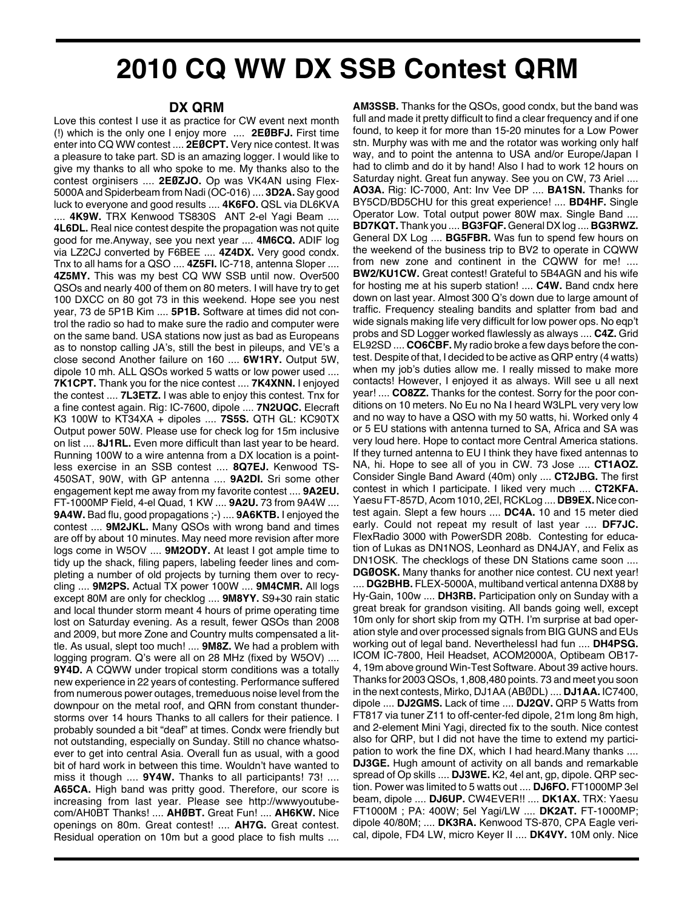# 2010 CQ WW DX SSB Contest QRM

## DX QRM

Love this contest I use it as practice for CW event next month (!) which is the only one I enjoy more .... **2EØBFJ.** First time enter into CQ WW contest .... **2EØCPT.** Very nice contest. It was a pleasure to take part. SD is an amazing logger. I would like to give my thanks to all who spoke to me. My thanks also to the contest orginisers .... **2EØZJO.** Op was VK4AN using Flex-5000A and Spiderbeam from Nadi (OC-016) .... **3D2A.** Say good luck to everyone and good results .... **4K6FO.** QSL via DL6KVA .... **4K9W.** TRX Kenwood TS830S ANT 2-el Yagi Beam .... **4L6DL.** Real nice contest despite the propagation was not quite good for me.Anyway, see you next year .... **4M6CQ.** ADIF log via LZ2CJ converted by F6BEE .... **4Z4DX.** Very good condx. Tnx to all hams for a QSO .... **4Z5FI.** IC-718, antenna Sloper .... **4Z5MY.** This was my best CQ WW SSB until now. Over500 QSOs and nearly 400 of them on 80 meters. I will have try to get 100 DXCC on 80 got 73 in this weekend. Hope see you nest year, 73 de 5P1B Kim .... **5P1B.** Software at times did not control the radio so had to make sure the radio and computer were on the same band. USA stations now just as bad as Europeans as to nonstop calling JA's, still the best in pileups, and VE's a close second Another failure on 160 .... **6W1RY.** Output 5W, dipole 10 mh. ALL QSOs worked 5 watts or low power used .... **7K1CPT.** Thank you for the nice contest .... **7K4XNN.** I enjoyed the contest .... **7L3ETZ.** I was able to enjoy this contest. Tnx for a fine contest again. Rig: IC-7600, dipole .... **7N2UQC.** Elecraft K3 100W to KT34XA + dipoles .... **7S5S.** QTH GL: KC90TX Output power 50W. Please use for check log for 15m inclusive on list .... **8J1RL.** Even more difficult than last year to be heard. Running 100W to a wire antenna from a DX location is a pointless exercise in an SSB contest .... **8Q7EJ.** Kenwood TS-450SAT, 90W, with GP antenna .... **9A2DI.** Sri some other engagement kept me away from my favorite contest .... **9A2EU.** FT-1000MP Field, 4-el Quad, 1 KW .... **9A2U.** 73 from 9A4W .... **9A4W.** Bad flu, good propagations ;-) .... **9A6KTB.** I enjoyed the contest .... **9M2JKL.** Many QSOs with wrong band and times are off by about 10 minutes. May need more revision after more logs come in W5OV .... **9M2ODY.** At least I got ample time to tidy up the shack, filing papers, labeling feeder lines and completing a number of old projects by turning them over to recycling .... **9M2PS.** Actual TX power 100W .... **9M4CMR.** All logs except 80M are only for checklog .... **9M8YY.** S9+30 rain static and local thunder storm meant 4 hours of prime operating time lost on Saturday evening. As a result, fewer QSOs than 2008 and but more Zone and Country mults compensated a little. As usual, slept too much! .... **9M8Z.** We had a problem with logging program. Q's were all on 28 MHz (fixed by W5OV) .... **9Y4D.** A CQWW under tropical storm conditions was a totally new experience in 22 years of contesting. Performance suffered from numerous power outages, tremeduous noise level from the downpour on the metal roof, and QRN from constant thunderstorms over 14 hours Thanks to all callers for their patience. I probably sounded a bit "deaf" at times. Condx were friendly but not outstanding, especially on Sunday. Still no chance whatsoever to get into central Asia. Overall fun as usual, with a good bit of hard work in between this time. Wouldn't have wanted to miss it though .... **9Y4W.** Thanks to all participants! 73! .... **A65CA.** High band was pritty good. Therefore, our score is increasing from last year. Please see http://wwwyoutube-com/AH0BT Thanks! .... **AHØBT.** Great Fun! .... **AH6KW.** Nice openings on 80m. Great contest! .... **AH7G.** Great contest. Residual operation on 10m but a good place to fish mults .... **AM3SSB.** Thanks for the QSOs, good condx, but the band was full and made it pretty difficult to find a clear frequency and if one found, to keep it for more than 15-20 minutes for a Low Power stn. Murphy was with me and the rotator was working only half way, and to point the antenna to USA and/or Europe/Japan I had to climb and do it by hand! Also I had to work 12 hours on Saturday night. Great fun anyway. See you on CW, 73 Ariel .... **AO3A.** Rig: IC-7000, Ant: Inv Vee DP .... **BA1SN.** Thanks for BY5CD/BD5CHU for this great experience! .... **BD4HF.** Single Operator Low. Total output power 80W max. Single Band .... **BD7KQT.** Thank you .... **BG3FQF.** General DX log .... **BG3RWZ.** General DX Log .... **BG5FBR.** Was fun to spend few hours on the weekend of the business trip to BV2 to operate in CQWW from new zone and continent in the CQWW for me! .... **BW2/KU1CW.** Great contest! Grateful to 5B4AGN and his wife for hosting me at his superb station! .... **C4W.** Band cndx here down on last year. Almost 300 Q's down due to large amount of traffic. Frequency stealing bandits and splatter from bad and wide signals making life very difficult for low power ops. No eqp't probs and SD Logger worked flawlessly as always .... **C4Z.** Grid EL92SD .... **CO6CBF.** My radio broke a few days before the contest. Despite of that, I decided to be active as QRP entry (4 watts) when my job's duties allow me. I really missed to make more contacts! However, I enjoyed it as always. Will see u all next year! .... **CO8ZZ.** Thanks for the contest. Sorry for the poor conditions on 10 meters. No Eu no Na I heard W3LPL very very low and no way to have a QSO with my 50 watts, hi. Worked only 4 or 5 EU stations with antenna turned to SA, Africa and SA was very loud here. Hope to contact more Central America stations. If they turned antenna to EU I think they have fixed antennas to NA, hi. Hope to see all of you in CW. 73 Jose .... **CT1AOZ.** Consider Single Band Award (40m) only .... **CT2JBG.** The first contest in which I participate. I liked very much .... **CT2KFA.** Yaesu FT-857D, Acom 1010, 2El, RCKLog .... **DB9EX.** Nice contest again. Slept a few hours .... **DC4A.** 10 and 15 meter died early. Could not repeat my result of last year .... **DF7JC.** FlexRadio 3000 with PowerSDR 208b. Contesting for education of Lukas as DN1NOS, Leonhard as DN4JAY, and Felix as DN1OSK. The checklogs of these DN Stations came soon .... **DGØOSK.** Many thanks for another nice contest. CU next year! .... **DG2BHB.** FLEX-5000A, multiband vertical antenna DX88 by Hy-Gain, 100w .... **DH3RB.** Participation only on Sunday with a great break for grandson visiting. All bands going well, except 10m only for short skip from my QTH. I'm surprise at bad operation style and over processed signals from BIG GUNS and EUs working out of legal band. NeverthelessI had fun .... **DH4PSG.** ICOM IC-7800, Heil Headset, ACOM2000A, Optibeam OB17-4, 19m above ground Win-Test Software. About 39 active hours. Thanks for 2003 QSOs, 1,808,480 points. 73 and meet you soon in the next contests, Mirko, DJ1AA (ABØDL) .... **DJ1AA.** IC7400, dipole .... **DJ2GMS.** Lack of time .... **DJ2QV.** QRP 5 Watts from FT817 via tuner Z11 to off-center-fed dipole, 21m long 8m high, and 2-element Mini Yagi, directed fix to the south. Nice contest also for QRP, but I did not have the time to extend my participation to work the fine DX, which I had heard.Many thanks .... **DJ3GE.** Hugh amount of activity on all bands and remarkable spread of Op skills .... **DJ3WE.** K2, 4el ant, gp, dipole. QRP section. Power was limited to 5 watts out .... **DJ6FO.** FT1000MP 3el beam, dipole .... **DJ6UP.** CW4EVER!! .... **DK1AX.** TRX: Yaesu FT1000M ; PA: 400W; 5el Yagi/LW .... **DK2AT.** FT-1000MP; dipole 40/80M; .... **DK3RA.** Kenwood TS-870, CPA Eagle verical, dipole, FD4 LW, micro Keyer II .... **DK4VY.** 10M only. Nice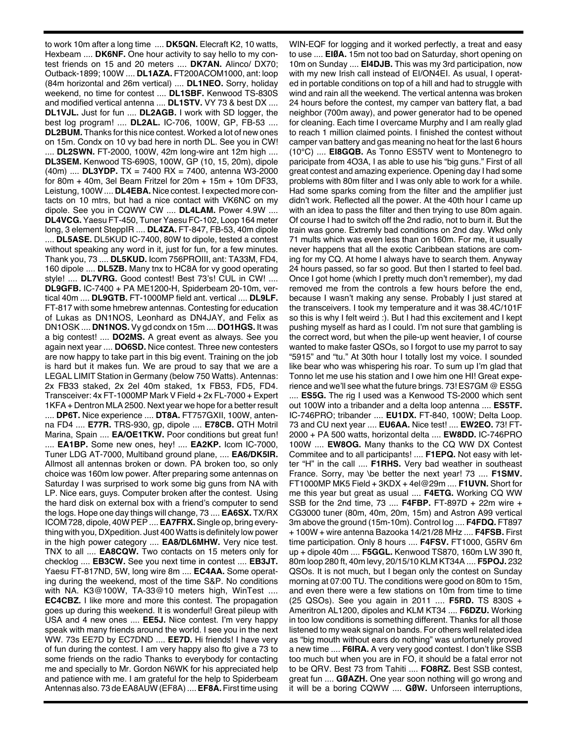to work 10m after a long time .... **DK5QN.** Elecraft K2, 10 watts, Hexbeam .... **DK6NF.** One hour activity to say hello to my contest friends on 15 and 20 meters .... **DK7AN.** Alinco/ DX70; Outback-1899; 100W .... **DL1AZA.** FT200ACOM1000, ant: loop (84m horizontal and 26m vertical) .... **DL1NEO.** Sorry, holiday weekend, no time for contest .... **DL1SBF.** Kenwood TS-830S and modified vertical antenna .... **DL1STV.** VY 73 & best DX .... **DL1VJL.** Just for fun .... **DL2AGB.** I work with SD logger, the best log program! .... **DL2AL.** IC-706, 100W, GP, FB-53 .... **DL2BUM.** Thanks for this nice contest. Worked a lot of new ones on 15m. Condx on 10 vy bad here in north DL. See you in CW! .... **DL2SWN.** FT-2000, 100W, 42m long-wire ant 12m high .... **DL3SEM.** Kenwood TS-690S, 100W, GP (10, 15, 20m), dipole (40m) .... **DL3YDP.** TX = 7400 RX = 7400, antenna W3-2000 for 80m + 40m, 3el Beam Fritzel for 20m + 15m + 10m DF33, Leistung, 100W .... **DL4EBA.** Nice contest. I expected more contacts on 10 mtrs, but had a nice contact with VK6NC on my dipole. See you in CQWW CW .... **DL4LAM.** Power 4.9W .... **DL4VCG.** Yaesu FT-450, Tuner Yaesu FC-102, Loop 164 meter long, 3 element SteppIR .... **DL4ZA.** FT-847, FB-53, 40m dipole .... **DL5ASE.** DL5KUD IC-7400, 80W to dipole, tested a contest without speaking any word in it, just for fun, for a few minutes. Thank you, 73 .... **DL5KUD.** Icom 756PROIII, ant: TA33M, FD4, 160 dipole .... **DL5ZB.** Many tnx to HC8A for vy good operating style! .... **DL7VRG.** Good contest! Best 73's! CUL in CW! .... **DL9GFB.** IC-7400 + PA ME1200-H, Spiderbeam 20-10m, vertical 40m .... **DL9GTB.** FT-1000MP field ant. vertical .... **DL9LF.** FT-817 with some hmebrew antennas. Contesting for education of Lukas as DN1NOS, Leonhard as DN4JAY, and Felix as DN1OSK .... **DN1NOS.** Vy gd condx on 15m .... **DO1HGS.** It was a big contest! .... **DO2MS.** A great event as always. See you again next year .... **DO6SD.** Nice contest. Three new contesters are now happy to take part in this big event. Training on the job is hard but it makes fun. We are proud to say that we are a LEGAL LIMIT Station in Germany (below 750 Watts). Antennas: 2x FB33 staked, 2x 2el 40m staked, 1x FB53, FD5, FD4. Transceiver: 4x FT-1000MP Mark V Field + 2x FL-7000 + Expert 1KFA + Dentron MLA 2500. Next year we hope for a better result .... **DP6T.** Nice experience .... **DT8A.** FT757GXII, 100W, antenna FD4 .... **E77R.** TRS-930, gp, dipole .... **E78CB.** QTH Motril Marina, Spain .... **EA/OE1TKW.** Poor conditions but great fun! .... **EA1BP.** Some new ones, hey! .... **EA2KP.** Icom IC-7000, Tuner LDG AT-7000, Multiband ground plane, .... **EA6/DK5IR.** Allmost all antennas broken or down. PA broken too, so only choice was 160m low power. After preparing some antennas on Saturday I was surprised to work some big guns from NA with LP. Nice ears, guys. Computer broken after the contest. Using the hard disk on external box with a friend's computer to send the logs. Hope one day things will change, 73 .... **EA6SX.** TX/RX ICOM 728, dipole, 40W PEP .... **EA7FRX.** Single op, bring everything with you, DXpedition. Just 400 Watts is definitely low power in the high power category .... **EA8/DL6MHW.** Very nice test. TNX to all .... **EA8CQW.** Two contacts on 15 meters only for checklog .... **EB3CW.** See you next time in contest .... **EB3JT.** Yaesu FT-817ND, 5W, long wire 8m .... **EC4AA.** Some operating during the weekend, most of the time S&P. No conditions with NA. K3@100W, TA-33@10 meters high, WinTest .... **EC4CBZ.** I like more and more this contest. The propagation goes up during this weekend. It is wonderful! Great pileup with USA and 4 new ones .... **EE5J.** Nice contest. I'm very happy speak with many friends around the world. I see you in the next WW. 73s EE7D by EC7DND .... **EE7D.** Hi friends! I have very of fun during the contest. I am very happy also fto give a 73 to some friends on the radio Thanks to everybody for contacting me and specially to Mr. Gordon N6WK for his appreciated help and patience with me. I am grateful for the help to Spiderbeam Antennas also. 73 de EA8AUW (EF8A) .... **EF8A.** First time using WIN-EQF for logging and it worked perfectly, a treat and easy to use .... **EIØA.** 15m not too bad on Saturday, short opening on 10m on Sunday .... **EI4DJB.** This was my 3rd participation, now with my new Irish call instead of EI/ON4EI. As usual, I operated in portable conditions on top of a hill and had to struggle with wind and rain all the weekend. The vertical antenna was broken 24 hours before the contest, my camper van battery flat, a bad neighbor (700m away), and power generator had to be opened for cleaning. Each time I overcame Murphy and I am really glad to reach 1 million claimed points. I finished the contest without camper van battery and gas meaning no heat for the last 6 hours (10°C) .... **EI8GQB.** As Tonno ES5TV went to Montenegro to paricipate from 4O3A, I as able to use his "big guns." First of all great contest and amazing experience. Opening day I had some problems with 80m filter and I was only able to work for a while. Had some sparks coming from the filter and the amplifier just didn't work. Reflected all the power. At the 40th hour I came up with an idea to pass the filter and then trying to use 80m again. Of course I had to switch off the 2nd radio, not to burn it. But the train was gone. Extremly bad conditions on 2nd day. Wkd only 71 mults which was even less than on 160m. For me, it usually never happens that all the exotic Caribbean stations are coming for my CQ. At home I always have to search them. Anyway 24 hours passed, so far so good. But then I started to feel bad. Once I got home (which I pretty much don't remember), my dad removed me from the controls a few hours before the end, because I wasn't making any sense. Probably I just stared at the transceivers. I took my temperature and it was 38.4C/101F so this is why I felt weird :). But I had this excitement and I kept pushing myself as hard as I could. I'm not sure that gambling is the correct word, but when the pile-up went heavier, I of course wanted to make faster QSOs, so I forgot to use my parrot to say "5915" and "tu." At 30th hour I totally lost my voice. I sounded like bear who was whispering his roar. To sum up I'm glad that Tonno let me use his station and I owe him one HI! Great experience and we'll see what the future brings. 73! ES7GM @ ES5G .... **ES5G.** The rig I used was a Kenwood TS-2000 which sent out 100W into a tribander and a delta loop antenna .... **ES5TF.** IC-746PRO; tribander .... **EU1DX.** FT-840, 100W; Delta Loop. 73 and CU next year .... **EU6AA.** Nice test! .... **EW2EO.** 73! FT-2000 + PA 500 watts, horizontal delta .... **EW8DD.** IC-746PRO 100W .... **EW8OG.** Many thanks to the CQ WW DX Contest Commitee and to all participants! .... **F1EPQ.** Not easy with letter "H" in the call .... **F1RHS.** Very bad weather in southeast France. Sorry, may \be better the next year! 73 .... **F1SMV.** FT1000MP MK5 Field + 3KDX + 4el@29m .... **F1UVN.** Short for me this year but great as usual .... **F4ETG.** Working CQ WW SSB for the 2nd time, 73 .... **F4FBP.** FT-897D + 22m wire + CG3000 tuner (80m, 40m, 20m, 15m) and Astron A99 vertical 3m above the ground (15m-10m). Control log .... **F4FDQ.** FT897 + 100W + wire antenna Bazooka 14/21/28 MHz .... **F4FSB.** First time participation. Only 8 hours .... **F4FSV.** FT1000, G5RV 6m up + dipole 40m .... **F5GGL.** Kenwood TS870, 160m LW 390 ft, 80m loop 280 ft, 40m levy, 20/15/10 KLM KT34A .... **F5POJ.** 232 QSOs. It is not much, but I began only the contest on Sunday morning at 07:00 TU. The conditions were good on 80m to 15m, and even there were a few stations on 10m from time to time (25 QSOs). See you again in 2011 .... **F5RD.** TS 830S + Ameritron AL1200, dipoles and KLM KT34 .... **F6DZU.** Working in too low conditions is something different. Thanks for all those listened to my weak signal on bands. For others well related idea as "big mouth without ears do nothing" was unfortunely proved a new time .... **F6IRA.** A very very good contest. I don't like SSB too much but when you are in FO, it should be a fatal error not to be QRV. Best 73 from Tahiti .... **FO8RZ.** Best SSB contest, great fun .... **GØAZH.** One year soon nothing will go wrong and it will be a boring CQWW .... **GØW.** Unforseen interruptions,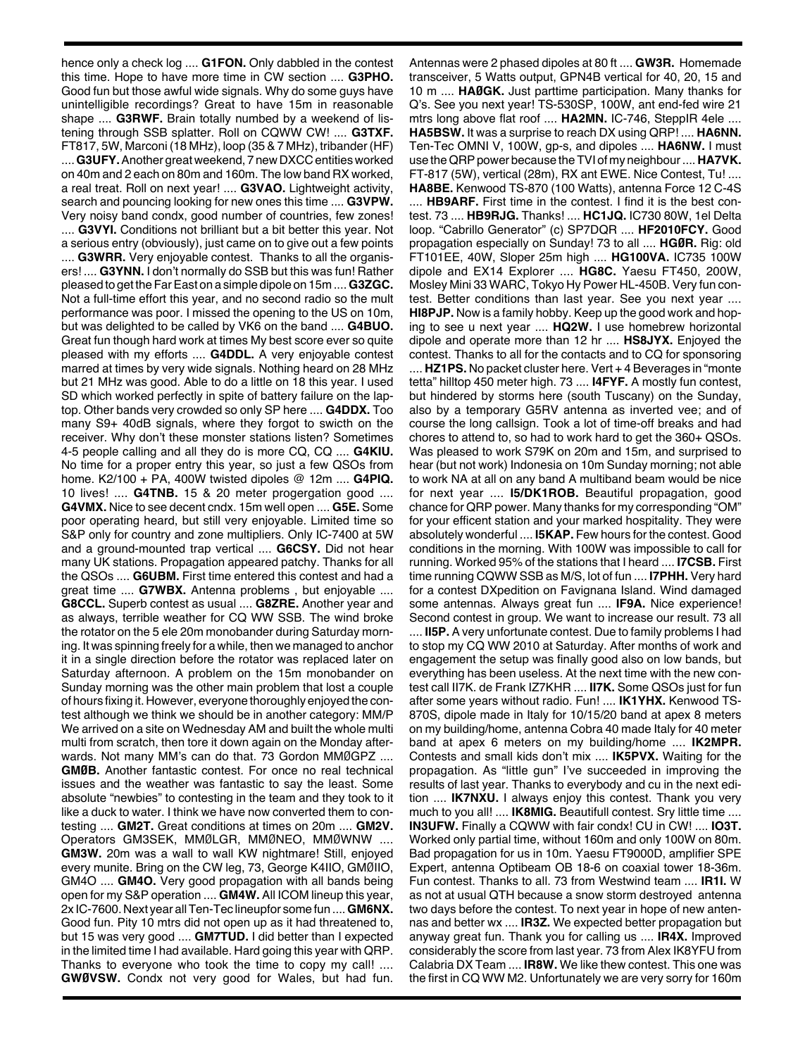hence only a check log .... **G1FON.** Only dabbled in the contest this time. Hope to have more time in CW section .... **G3PHO.** Good fun but those awful wide signals. Why do some guys have unintelligible recordings? Great to have 15m in reasonable shape .... **G3RWF.** Brain totally numbed by a weekend of listening through SSB splatter. Roll on CQWW CW! .... **G3TXF.** FT817, 5W, Marconi (18 MHz), loop (35 & 7 MHz), tribander (HF) .... **G3UFY.** Another great weekend, 7 new DXCC entities worked on 40m and 2 each on 80m and 160m. The low band RX worked, a real treat. Roll on next year! .... **G3VAO.** Lightweight activity, search and pouncing looking for new ones this time .... **G3VPW.** Very noisy band condx, good number of countries, few zones! .... **G3VYI.** Conditions not brilliant but a bit better this year. Not a serious entry (obviously), just came on to give out a few points .... **G3WRR.** Very enjoyable contest. Thanks to all the organisers! .... **G3YNN.** I don't normally do SSB but this was fun! Rather pleased to get the Far East on a simple dipole on 15m .... **G3ZGC.** Not a full-time effort this year, and no second radio so the mult performance was poor. I missed the opening to the US on 10m, but was delighted to be called by VK6 on the band .... **G4BUO.** Great fun though hard work at times My best score ever so quite pleased with my efforts .... **G4DDL.** A very enjoyable contest marred at times by very wide signals. Nothing heard on 28 MHz but 21 MHz was good. Able to do a little on 18 this year. I used SD which worked perfectly in spite of battery failure on the laptop. Other bands very crowded so only SP here .... **G4DDX.** Too many S9+ 40dB signals, where they forgot to swicth on the receiver. Why don't these monster stations listen? Sometimes 4-5 people calling and all they do is more CQ, CQ .... **G4KIU.** No time for a proper entry this year, so just a few QSOs from home. K2/100 + PA, 400W twisted dipoles @ 12m .... **G4PIQ.** 10 lives! .... **G4TNB.** 15 & 20 meter progergation good .... **G4VMX.** Nice to see decent cndx. 15m well open .... **G5E.** Some poor operating heard, but still very enjoyable. Limited time so S&P only for country and zone multipliers. Only IC-7400 at 5W and a ground-mounted trap vertical .... **G6CSY.** Did not hear many UK stations. Propagation appeared patchy. Thanks for all the QSOs .... **G6UBM.** First time entered this contest and had a great time .... **G7WBX.** Antenna problems , but enjoyable .... **G8CCL.** Superb contest as usual .... **G8ZRE.** Another year and as always, terrible weather for CQ WW SSB. The wind broke the rotator on the 5 ele 20m monobander during Saturday morning. It was spinning freely for a while, then we managed to anchor it in a single direction before the rotator was replaced later on Saturday afternoon. A problem on the 15m monobander on Sunday morning was the other main problem that lost a couple of hours fixing it. However, everyone thoroughly enjoyed the contest although we think we should be in another category: MM/P We arrived on a site on Wednesday AM and built the whole multi multi from scratch, then tore it down again on the Monday afterwards. Not many MM's can do that. 73 Gordon MMØGPZ .... **GMØB.** Another fantastic contest. For once no real technical issues and the weather was fantastic to say the least. Some absolute "newbies" to contesting in the team and they took to it like a duck to water. I think we have now converted them to contesting .... **GM2T.** Great conditions at times on 20m .... **GM2V.** Operators GM3SEK, MMØLGR, MMØNEO, MMØWNW .... **GM3W.** 20m was a wall to wall KW nightmare! Still, enjoyed every munite. Bring on the CW leg, 73, George K4IIO, GMØIIO, GM4O .... **GM4O.** Very good propagation with all bands being open for my S&P operation .... **GM4W.** All ICOM lineup this year, 2x IC-7600. Next year all Ten-Tec lineupfor some fun .... **GM6NX.** Good fun. Pity 10 mtrs did not open up as it had threatened to, but 15 was very good .... **GM7TUD.** I did better than I expected in the limited time I had available. Hard going this year with QRP. Thanks to everyone who took the time to copy my call! .... **GWØVSW.** Condx not very good for Wales, but had fun. Antennas were 2 phased dipoles at 80 ft .... **GW3R.** Homemade transceiver, 5 Watts output, GPN4B vertical for 40, 20, 15 and 10 m .... **HAØGK.** Just parttime participation. Many thanks for Q's. See you next year! TS-530SP, 100W, ant end-fed wire 21 mtrs long above flat roof .... **HA2MN.** IC-746, SteppIR 4ele .... **HA5BSW.** It was a surprise to reach DX using QRP! .... **HA6NN.** Ten-Tec OMNI V, 100W, gp-s, and dipoles .... **HA6NW.** I must use the QRP power because the TVI of my neighbour .... **HA7VK.** FT-817 (5W), vertical (28m), RX ant EWE. Nice Contest, Tu! .... **HA8BE.** Kenwood TS-870 (100 Watts), antenna Force 12 C-4S .... **HB9ARF.** First time in the contest. I find it is the best contest. 73 .... **HB9RJG.** Thanks! .... **HC1JQ.** IC730 80W, 1el Delta loop. "Cabrillo Generator" (c) SP7DQR .... **HF2010FCY.** Good propagation especially on Sunday! 73 to all .... **HGØR.** Rig: old FT101EE, 40W, Sloper 25m high .... **HG100VA.** IC735 100W dipole and EX14 Explorer .... **HG8C.** Yaesu FT450, 200W, Mosley Mini 33 WARC, Tokyo Hy Power HL-450B. Very fun contest. Better conditions than last year. See you next year .... **HI8PJP.** Now is a family hobby. Keep up the good work and hoping to see u next year .... **HQ2W.** I use homebrew horizontal dipole and operate more than 12 hr .... **HS8JYX.** Enjoyed the contest. Thanks to all for the contacts and to CQ for sponsoring .... **HZ1PS.** No packet cluster here. Vert + 4 Beverages in "monte tetta" hilltop 450 meter high. 73 .... **I4FYF.** A mostly fun contest, but hindered by storms here (south Tuscany) on the Sunday, also by a temporary G5RV antenna as inverted vee; and of course the long callsign. Took a lot of time-off breaks and had chores to attend to, so had to work hard to get the 360+ QSOs. Was pleased to work S79K on 20m and 15m, and surprised to hear (but not work) Indonesia on 10m Sunday morning; not able to work NA at all on any band A multiband beam would be nice for next year .... **I5/DK1ROB.** Beautiful propagation, good chance for QRP power. Many thanks for my corresponding "OM" for your efficent station and your marked hospitality. They were absolutely wonderful .... **I5KAP.** Few hours for the contest. Good conditions in the morning. With 100W was impossible to call for running. Worked 95% of the stations that I heard .... **I7CSB.** First time running CQWW SSB as M/S, lot of fun .... **I7PHH.** Very hard for a contest DXpedition on Favignana Island. Wind damaged some antennas. Always great fun .... **IF9A.** Nice experience! Second contest in group. We want to increase our result. 73 all .... **II5P.** A very unfortunate contest. Due to family problems I had to stop my CQ WW 2010 at Saturday. After months of work and engagement the setup was finally good also on low bands, but everything has been useless. At the next time with the new contest call II7K. de Frank IZ7KHR .... **II7K.** Some QSOs just for fun after some years without radio. Fun! .... **IK1YHX.** Kenwood TS-870S, dipole made in Italy for 10/15/20 band at apex 8 meters on my building/home, antenna Cobra 40 made Italy for 40 meter band at apex 6 meters on my building/home .... **IK2MPR.** Contests and small kids don't mix .... **IK5PVX.** Waiting for the propagation. As "little gun" I've succeeded in improving the results of last year. Thanks to everybody and cu in the next edition .... **IK7NXU.** I always enjoy this contest. Thank you very much to you all! .... **IK8MIG.** Beautifull contest. Sry little time .... **IN3UFW.** Finally a CQWW with fair condx! CU in CW! .... **IO3T.** Worked only partial time, without 160m and only 100W on 80m. Bad propagation for us in 10m. Yaesu FT9000D, amplifier SPE Expert, antenna Optibeam OB 18-6 on coaxial tower 18-36m. Fun contest. Thanks to all. 73 from Westwind team .... **IR1I.** W as not at usual QTH because a snow storm destroyed antenna two days before the contest. To next year in hope of new antennas and better wx .... **IR3Z.** We expected better propagation but anyway great fun. Thank you for calling us .... **IR4X.** Improved considerably the score from last year. 73 from Alex IK8YFU from Calabria DX Team .... **IR8W.** We like thew contest. This one was the first in CQ WW M2. Unfortunately we are very sorry for 160m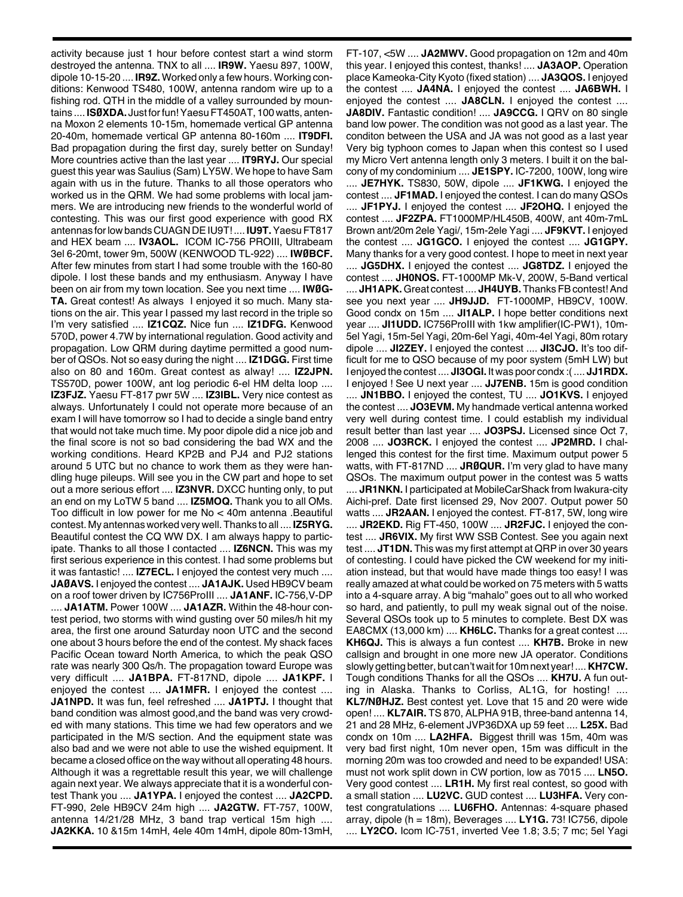activity because just 1 hour before contest start a wind storm destroyed the antenna. TNX to all .... **IR9W.** Yaesu 897, 100W, dipole 10-15-20 .... **IR9Z.** Worked only a few hours. Working conditions: Kenwood TS480, 100W, antenna random wire up to a fishing rod. QTH in the middle of a valley surrounded by mountains .... **ISØXDA.** Just for fun! Yaesu FT450AT, 100 watts, antenna Moxon 2 elements 10-15m, homemade vertical GP antenna 20-40m, homemade vertical GP antenna 80-160m .... **IT9DFI.** Bad propagation during the first day, surely better on Sunday! More countries active than the last year .... **IT9RYJ.** Our special guest this year was Saulius (Sam) LY5W. We hope to have Sam again with us in the future. Thanks to all those operators who worked us in the QRM. We had some problems with local jammers. We are introducing new friends to the wonderful world of contesting. This was our first good experience with good RX antennas for low bands CUAGN DE IU9T! .... **IU9T.** Yaesu FT817 and HEX beam .... **IV3AOL.** ICOM IC-756 PROIII, Ultrabeam 3el 6-20mt, tower 9m, 500W (KENWOOD TL-922) .... **IWØBCF.** After few minutes from start I had some trouble with the 160-80 dipole. I lost these bands and my enthusiasm. Anyway I have been on air from my town location. See you next time .... **IWØGTA.** Great contest! As always I enjoyed it so much. Many stations on the air. This year I passed my last record in the triple so I'm very satisfied .... **IZ1CQZ.** Nice fun .... **IZ1DFG.** Kenwood 570D, power 4.7W by international regulation. Good activity and propagation. Low QRM during daytime permitted a good number of QSOs. Not so easy during the night .... **IZ1DGG.** First time also on 80 and 160m. Great contest as alway! .... **IZ2JPN.** TS570D, power 100W, ant log periodic 6-el HM delta loop .... **IZ3FJZ.** Yaesu FT-817 pwr 5W .... **IZ3IBL.** Very nice contest as always. Unfortunately I could not operate more because of an exam I will have tomorrow so I had to decide a single band entry that would not take much time. My poor dipole did a nice job and the final score is not so bad considering the bad WX and the working conditions. Heard KP2B and PJ4 and PJ2 stations around 5 UTC but no chance to work them as they were handling huge pileups. Will see you in the CW part and hope to set out a more serious effort .... **IZ3NVR.** DXCC hunting only, to put an end on my LoTW 5 band .... **IZ5MOQ.** Thank you to all OMs. Too difficult in low power for me No < 40m antenna .Beautiful contest. My antennas worked very well. Thanks to all .... **IZ5RYG.** Beautiful contest the CQ WW DX. I am always happy to participate. Thanks to all those I contacted .... **IZ6NCN.** This was my first serious experience in this contest. I had some problems but it was fantastic! .... **IZ7ECL.** I enjoyed the contest very much .... **JAØAVS.** I enjoyed the contest .... **JA1AJK.** Used HB9CV beam on a roof tower driven by IC756ProIII .... **JA1ANF.** IC-756,V-DP .... **JA1ATM.** Power 100W .... **JA1AZR.** Within the 48-hour contest period, two storms with wind gusting over 50 miles/h hit my area, the first one around Saturday noon UTC and the second one about 3 hours before the end of the contest. My shack faces Pacific Ocean toward North America, to which the peak QSO rate was nearly 300 Qs/h. The propagation toward Europe was very difficult .... **JA1BPA.** FT-817ND, dipole .... **JA1KPF.** I enjoyed the contest .... **JA1MFR.** I enjoyed the contest .... **JA1NPD.** It was fun, feel refreshed .... **JA1PTJ.** I thought that band condition was almost good,and the band was very crowded with many stations. This time we had few operators and we participated in the M/S section. And the equipment state was also bad and we were not able to use the wished equipment. It became a closed office on the way without all operating 48 hours. Although it was a regrettable result this year, we will challenge again next year. We always appreciate that it is a wonderful contest Thank you .... **JA1YPA.** I enjoyed the contest .... **JA2CPD.** FT-990, 2ele HB9CV 24m high .... **JA2GTW.** FT-757, 100W, antenna 14/21/28 MHz, 3 band trap vertical 15m high .... **JA2KKA.** 10 &15m 14mH, 4ele 40m 14mH, dipole 80m-13mH, FT-107, <5W .... **JA2MWV.** Good propagation on 12m and 40m this year. I enjoyed this contest, thanks! .... **JA3AOP.** Operation place Kameoka-City Kyoto (fixed station) .... **JA3QOS.** I enjoyed the contest .... **JA4NA.** I enjoyed the contest .... **JA6BWH.** I enjoyed the contest .... **JA8CLN.** I enjoyed the contest .... **JA8DIV.** Fantastic condition! .... **JA9CCG.** I QRV on 80 single band low power. The condition was not good as a last year. The conditon between the USA and JA was not good as a last year Very big typhoon comes to Japan when this contest so I used my Micro Vert antenna length only 3 meters. I built it on the balcony of my condominium .... **JE1SPY.** IC-7200, 100W, long wire .... **JE7HYK.** TS830, 50W, dipole .... **JF1KWG.** I enjoyed the contest .... **JF1MAD.** I enjoyed the contest. I can do many QSOs .... **JF1PYJ.** I enjoyed the contest .... **JF2OHQ.** I enjoyed the contest .... **JF2ZPA.** FT1000MP/HL450B, 400W, ant 40m-7mL Brown ant/20m 2ele Yagi/, 15m-2ele Yagi .... **JF9KVT.** I enjoyed the contest .... **JG1GCO.** I enjoyed the contest .... **JG1GPY.** Many thanks for a very good contest. I hope to meet in next year .... **JG5DHX.** I enjoyed the contest .... **JG8TDZ.** I enjoyed the contest .... **JH0NOS.** FT-1000MP Mk-V, 200W, 5-Band vertical .... **JH1APK.** Great contest .... **JH4UYB.** Thanks FB contest! And see you next year .... **JH9JJD.** FT-1000MP, HB9CV, 100W. Good condx on 15m .... **JI1ALP.** I hope better conditions next year .... **JI1UDD.** IC756ProIII with 1kw amplifier(IC-PW1), 10m-5el Yagi, 15m-5el Yagi, 20m-6el Yagi, 40m-4el Yagi, 80m rotary dipole .... **JI2ZEY.** I enjoyed the contest .... **JI3CJO.** It's too difficult for me to QSO because of my poor system (5mH LW) but I enjoyed the contest .... **JI3OGI.** It was poor condx :( .... **JJ1RDX.** I enjoyed ! See U next year .... **JJ7ENB.** 15m is good condition .... **JN1BBO.** I enjoyed the contest, TU .... **JO1KVS.** I enjoyed the contest .... **JO3EVM.** My handmade vertical antenna worked very well during contest time. I could establish my individual result better than last year .... **JO3PSJ.** Licensed since Oct 7, 2008 .... **JO3RCK.** I enjoyed the contest .... **JP2MRD.** I challenged this contest for the first time. Maximum output power 5 watts, with FT-817ND .... **JRØQUR.** I'm very glad to have many QSOs. The maximum output power in the contest was 5 watts .... **JR1NKN.** I participated at MobileCarShack from Iwakura-city Aichi-pref. Date first licensed 29, Nov 2007. Output power 50 watts .... **JR2AAN.** I enjoyed the contest. FT-817, 5W, long wire .... **JR2EKD.** Rig FT-450, 100W .... **JR2FJC.** I enjoyed the contest .... **JR6VIX.** My first WW SSB Contest. See you again next test .... **JT1DN.** This was my first attempt at QRP in over 30 years of contesting. I could have picked the CW weekend for my initiation instead, but that would have made things too easy! I was really amazed at what could be worked on 75 meters with 5 watts into a 4-square array. A big "mahalo" goes out to all who worked so hard, and patiently, to pull my weak signal out of the noise. Several QSOs took up to 5 minutes to complete. Best DX was EA8CMX (13,000 km) .... **KH6LC.** Thanks for a great contest .... **KH6QJ.** This is always a fun contest .... **KH7B.** Broke in new callsign and brought in one more new JA operator. Conditions slowly getting better, but can't wait for 10m next year! .... **KH7CW.** Tough conditions Thanks for all the QSOs .... **KH7U.** A fun outing in Alaska. Thanks to Corliss, AL1G, for hosting! .... **KL7/NØHJZ.** Best contest yet. Love that 15 and 20 were wide open! .... **KL7AIR.** TS 870, ALPHA 91B, three-band antenna 14, 21 and 28 MHz, 6-element JVP36DXA up 59 feet .... **L25X.** Bad condx on 10m .... **LA2HFA.** Biggest thrill was 15m, 40m was very bad first night, 10m never open, 15m was difficult in the morning 20m was too crowded and need to be expanded! USA: must not work split down in CW portion, low as 7015 .... **LN5O.** Very good contest .... **LR1H.** My first real contest, so good with a small station .... **LU2VC.** GUD contest .... **LU3HFA.** Very contest congratulations .... **LU6FHO.** Antennas: 4-square phased array, dipole (h = 18m), Beverages .... **LY1G.** 73! IC756, dipole .... **LY2CO.** Icom IC-751, inverted Vee 1.8; 3.5; 7 mc; 5el Yagi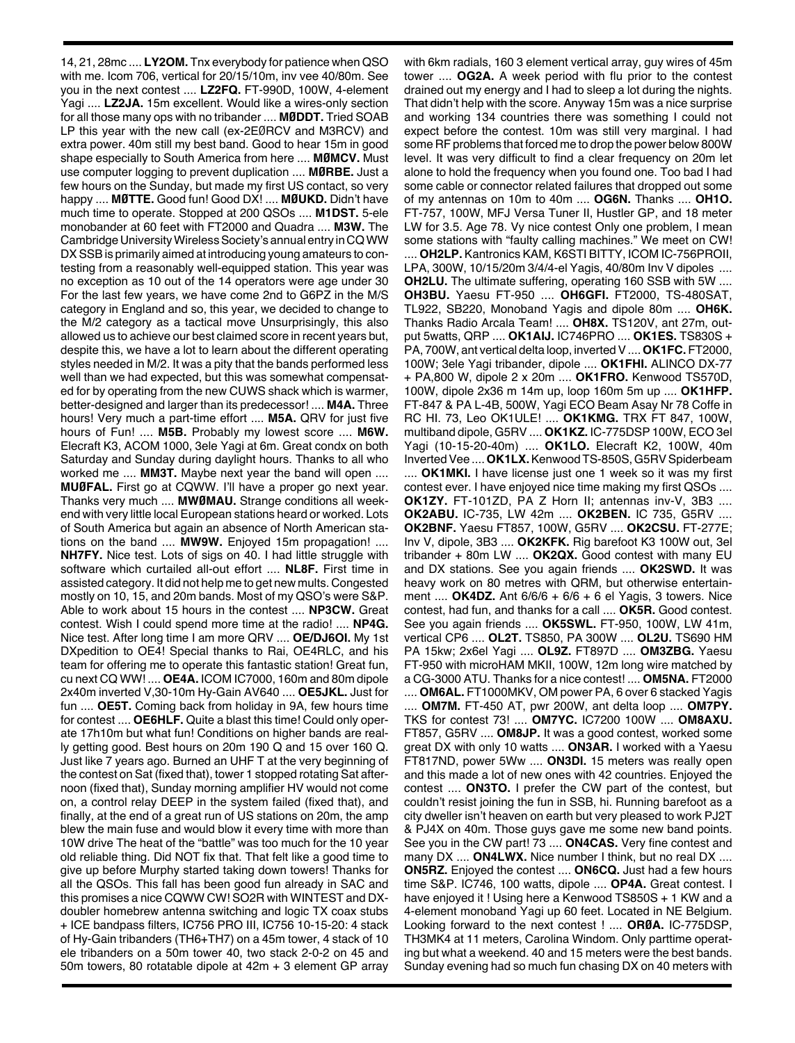14, 21, 28mc .... **LY2OM.** Tnx everybody for patience when QSO with me. Icom 706, vertical for 20/15/10m, inv vee 40/80m. See you in the next contest .... **LZ2FQ.** FT-990D, 100W, 4-element Yagi .... **LZ2JA.** 15m excellent. Would like a wires-only section for all those many ops with no tribander .... **MØDDT.** Tried SOAB LP this year with the new call (ex-2EØRCV and M3RCV) and extra power. 40m still my best band. Good to hear 15m in good shape especially to South America from here .... **MØMCV.** Must use computer logging to prevent duplication .... **MØRBE.** Just a few hours on the Sunday, but made my first US contact, so very happy .... **MØTTE.** Good fun! Good DX! .... **MØUKD.** Didn't have much time to operate. Stopped at 200 QSOs .... **M1DST.** 5-ele monobander at 60 feet with FT2000 and Quadra .... **M3W.** The Cambridge University Wireless Society's annual entry in CQ WW DX SSB is primarily aimed at introducing young amateurs to contesting from a reasonably well-equipped station. This year was no exception as 10 out of the 14 operators were age under 30 For the last few years, we have come 2nd to G6PZ in the M/S category in England and so, this year, we decided to change to the M/2 category as a tactical move Unsurprisingly, this also allowed us to achieve our best claimed score in recent years but, despite this, we have a lot to learn about the different operating styles needed in M/2. It was a pity that the bands performed less well than we had expected, but this was somewhat compensated for by operating from the new CUWS shack which is warmer, better-designed and larger than its predecessor! .... **M4A.** Three hours! Very much a part-time effort .... **M5A.** QRV for just five hours of Fun! .... **M5B.** Probably my lowest score .... **M6W.** Elecraft K3, ACOM 1000, 3ele Yagi at 6m. Great condx on both Saturday and Sunday during daylight hours. Thanks to all who worked me .... **MM3T.** Maybe next year the band will open .... **MUØFAL.** First go at CQWW. I'll have a proper go next year. Thanks very much .... **MWØMAU.** Strange conditions all weekend with very little local European stations heard or worked. Lots of South America but again an absence of North American stations on the band .... **MW9W.** Enjoyed 15m propagation! .... **NH7FY.** Nice test. Lots of sigs on 40. I had little struggle with software which curtailed all-out effort .... **NL8F.** First time in assisted category. It did not help me to get new mults. Congested mostly on 10, 15, and 20m bands. Most of my QSO's were S&P. Able to work about 15 hours in the contest .... **NP3CW.** Great contest. Wish I could spend more time at the radio! .... **NP4G.** Nice test. After long time I am more QRV .... **OE/DJ6OI.** My 1st DXpedition to OE4! Special thanks to Rai, OE4RLC, and his team for offering me to operate this fantastic station! Great fun, cu next CQ WW! .... **OE4A.** ICOM IC7000, 160m and 80m dipole 2x40m inverted V,30-10m Hy-Gain AV640 .... **OE5JKL.** Just for fun .... **OE5T.** Coming back from holiday in 9A, few hours time for contest .... **OE6HLF.** Quite a blast this time! Could only operate 17h10m but what fun! Conditions on higher bands are really getting good. Best hours on 20m 190 Q and 15 over 160 Q. Just like 7 years ago. Burned an UHF T at the very beginning of the contest on Sat (fixed that), tower 1 stopped rotating Sat afternoon (fixed that), Sunday morning amplifier HV would not come on, a control relay DEEP in the system failed (fixed that), and finally, at the end of a great run of US stations on 20m, the amp blew the main fuse and would blow it every time with more than 10W drive The heat of the "battle" was too much for the 10 year old reliable thing. Did NOT fix that. That felt like a good time to give up before Murphy started taking down towers! Thanks for all the QSOs. This fall has been good fun already in SAC and this promises a nice CQWW CW! SO2R with WINTEST and DX-doubler homebrew antenna switching and logic TX coax stubs + ICE bandpass filters, IC756 PRO III, IC756 10-15-20: 4 stack of Hy-Gain tribanders (TH6+TH7) on a 45m tower, 4 stack of 10 ele tribanders on a 50m tower 40, two stack 2-0-2 on 45 and 50m towers, 80 rotatable dipole at 42m + 3 element GP array with 6km radials, 160 3 element vertical array, guy wires of 45m tower .... **OG2A.** A week period with flu prior to the contest drained out my energy and I had to sleep a lot during the nights. That didn't help with the score. Anyway 15m was a nice surprise and working 134 countries there was something I could not expect before the contest. 10m was still very marginal. I had some RF problems that forced me to drop the power below 800W level. It was very difficult to find a clear frequency on 20m let alone to hold the frequency when you found one. Too bad I had some cable or connector related failures that dropped out some of my antennas on 10m to 40m .... **OG6N.** Thanks .... **OH1O.** FT-757, 100W, MFJ Versa Tuner II, Hustler GP, and 18 meter LW for 3.5. Age 78. Vy nice contest Only one problem, I mean some stations with "faulty calling machines." We meet on CW! .... **OH2LP.** Kantronics KAM, K6STI BITTY, ICOM IC-756PROII, LPA, 300W, 10/15/20m 3/4/4-el Yagis, 40/80m Inv V dipoles .... **OH2LU.** The ultimate suffering, operating 160 SSB with 5W .... **OH3BU.** Yaesu FT-950 .... **OH6GFI.** FT2000, TS-480SAT, TL922, SB220, Monoband Yagis and dipole 80m .... **OH6K.** Thanks Radio Arcala Team! .... **OH8X.** TS120V, ant 27m, output 5watts, QRP .... **OK1AIJ.** IC746PRO .... **OK1ES.** TS830S + PA, 700W, ant vertical delta loop, inverted V .... **OK1FC.** FT2000, 100W; 3ele Yagi tribander, dipole .... **OK1FHI.** ALINCO DX-77 + PA,800 W, dipole 2 x 20m .... **OK1FRO.** Kenwood TS570D, 100W, dipole 2x36 m 14m up, loop 160m 5m up .... **OK1HFP.** FT-847 & PA L-4B, 500W, Yagi ECO Beam Asay Nr 78 Coffe in RC HI. 73, Leo OK1ULE! .... **OK1KMG.** TRX FT 847, 100W, multiband dipole, G5RV .... **OK1KZ.** IC-775DSP 100W, ECO 3el Yagi (10-15-20-40m) .... **OK1LO.** Elecraft K2, 100W, 40m Inverted Vee .... **OK1LX.** Kenwood TS-850S, G5RV Spiderbeam .... **OK1MKI.** I have license just one 1 week so it was my first contest ever. I have enjoyed nice time making my first QSOs .... **OK1ZY.** FT-101ZD, PA Z Horn II; antennas inv-V, 3B3 .... **OK2ABU.** IC-735, LW 42m .... **OK2BEN.** IC 735, G5RV .... **OK2BNF.** Yaesu FT857, 100W, G5RV .... **OK2CSU.** FT-277E; Inv V, dipole, 3B3 .... **OK2KFK.** Rig barefoot K3 100W out, 3el tribander + 80m LW .... **OK2QX.** Good contest with many EU and DX stations. See you again friends .... **OK2SWD.** It was heavy work on 80 metres with QRM, but otherwise entertainment .... **OK4DZ.** Ant 6/6/6 + 6/6 + 6 el Yagis, 3 towers. Nice contest, had fun, and thanks for a call .... **OK5R.** Good contest. See you again friends .... **OK5SWL.** FT-950, 100W, LW 41m, vertical CP6 .... **OL2T.** TS850, PA 300W .... **OL2U.** TS690 HM PA 15kw; 2x6el Yagi .... **OL9Z.** FT897D .... **OM3ZBG.** Yaesu FT-950 with microHAM MKII, 100W, 12m long wire matched by a CG-3000 ATU. Thanks for a nice contest! .... **OM5NA.** FT2000 .... **OM6AL.** FT1000MKV, OM power PA, 6 over 6 stacked Yagis .... **OM7M.** FT-450 AT, pwr 200W, ant delta loop .... **OM7PY.** TKS for contest 73! .... **OM7YC.** IC7200 100W .... **OM8AXU.** FT857, G5RV .... **OM8JP.** It was a good contest, worked some great DX with only 10 watts .... **ON3AR.** I worked with a Yaesu FT817ND, power 5Ww .... **ON3DI.** 15 meters was really open and this made a lot of new ones with 42 countries. Enjoyed the contest .... **ON3TO.** I prefer the CW part of the contest, but couldn't resist joining the fun in SSB, hi. Running barefoot as a city dweller isn't heaven on earth but very pleased to work PJ2T & PJ4X on 40m. Those guys gave me some new band points. See you in the CW part! 73 .... **ON4CAS.** Very fine contest and many DX .... **ON4LWX.** Nice number I think, but no real DX .... **ON5RZ.** Enjoyed the contest .... **ON6CQ.** Just had a few hours time S&P. IC746, 100 watts, dipole .... **OP4A.** Great contest. I have enjoyed it ! Using here a Kenwood TS850S + 1 KW and a 4-element monoband Yagi up 60 feet. Located in NE Belgium. Looking forward to the next contest ! .... **ORØA.** IC-775DSP, TH3MK4 at 11 meters, Carolina Windom. Only parttime operating but what a weekend. 40 and 15 meters were the best bands. Sunday evening had so much fun chasing DX on 40 meters with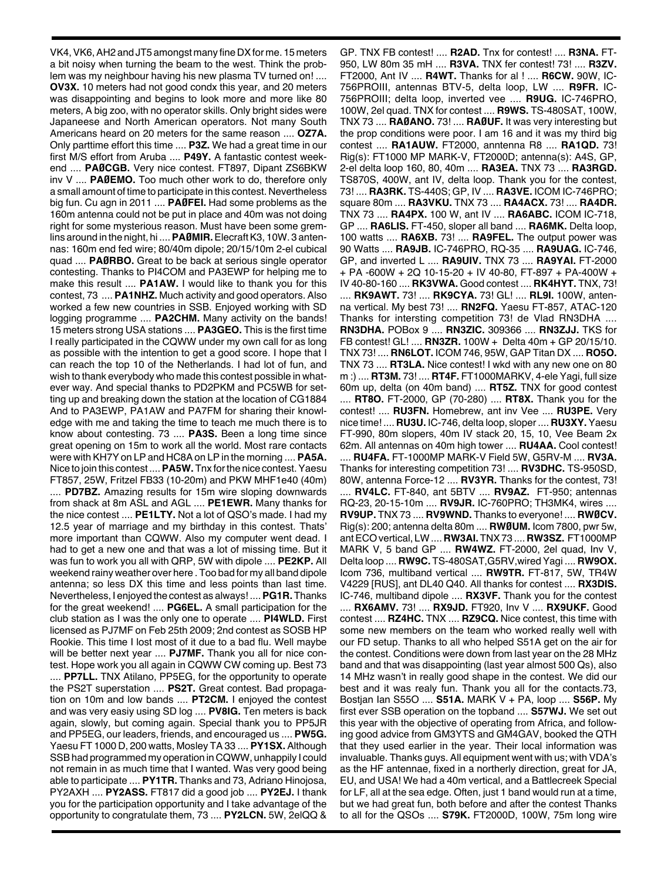VK4, VK6, AH2 and JT5 amongst many fine DX for me. 15 meters a bit noisy when turning the beam to the west. Think the problem was my neighbour having his new plasma TV turned on! .... **OV3X.** 10 meters had not good condx this year, and 20 meters was disappointing and begins to look more and more like 80 meters, A big zoo, with no operator skills. Only bright sides were Japaneese and North American operators. Not many South Americans heard on 20 meters for the same reason .... **OZ7A.** Only parttime effort this time .... **P3Z.** We had a great time in our first M/S effort from Aruba .... **P49Y.** A fantastic contest weekend .... **PAØCGB.** Very nice contest. FT897, Dipant ZS6BKW inv V .... **PAØEMO.** Too much other work to do, therefore only a small amount of time to participate in this contest. Nevertheless big fun. Cu agn in 2011 .... **PAØFEI.** Had some problems as the 160m antenna could not be put in place and 40m was not doing right for some mysterious reason. Must have been some gremlins around in the night, hi .... **PAØMIR.** Elecraft K3, 10W. 3 antennas: 160m end fed wire; 80/40m dipole; 20/15/10m 2-el cubical quad .... **PAØRBO.** Great to be back at serious single operator contesting. Thanks to PI4COM and PA3EWP for helping me to make this result .... **PA1AW.** I would like to thank you for this contest, 73 .... **PA1NHZ.** Much activity and good operators. Also worked a few new countries in SSB. Enjoyed working with SD logging programme .... **PA2CHM.** Many activity on the bands! 15 meters strong USA stations .... **PA3GEO.** This is the first time I really participated in the CQWW under my own call for as long as possible with the intention to get a good score. I hope that I can reach the top 10 of the Netherlands. I had lot of fun, and wish to thank everybody who made this contest possible in whatever way. And special thanks to PD2PKM and PC5WB for setting up and breaking down the station at the location of CG1884 And to PA3EWP, PA1AW and PA7FM for sharing their knowledge with me and taking the time to teach me much there is to know about contesting. 73 .... **PA3S.** Been a long time since great opening on 15m to work all the world. Most rare contacts were with KH7Y on LP and HC8A on LP in the morning .... **PA5A.** Nice to join this contest .... **PA5W.** Tnx for the nice contest. Yaesu FT857, 25W, Fritzel FB33 (10-20m) and PKW MHF1e40 (40m) .... **PD7BZ.** Amazing results for 15m wire sloping downwards from shack at 8m ASL and AGL .... **PE1EWR.** Many thanks for the nice contest .... **PE1LTY.** Not a lot of QSO's made. I had my 12.5 year of marriage and my birthday in this contest. Thats' more important than CQWW. Also my computer went dead. I had to get a new one and that was a lot of missing time. But it was fun to work you all with QRP, 5W with dipole .... **PE2KP.** All weekend rainy weather over here . Too bad for my all band dipole antenna; so less DX this time and less points than last time. Nevertheless, I enjoyed the contest as always! .... **PG1R.** Thanks for the great weekend! .... **PG6EL.** A small participation for the club station as I was the only one to operate .... **PI4WLD.** First licensed as PJ7MF on Feb 25th 2009; 2nd contest as SOSB HP Rookie. This time I lost most of it due to a bad flu. Well maybe will be better next year .... **PJ7MF.** Thank you all for nice contest. Hope work you all again in CQWW CW contest. Best 73 .... **PP7LL.** TNX Atilano, PP5EG, for the opportunity to operate the PS2T superstation .... **PS2T.** Great contest. Bad propagation on 10m and low bands .... **PT2CM.** I enjoyed the contest and very was very easiy using SD log .... **PV8IG.** Ten meters is back again, slowly, but coming again. Special thank you to PP5JR and PP5EG, our leaders, friends, and encouraged us .... **PW5G.** Yaesu FT 1000 D, 200 watts, Mosley TA 33 .... **PY1SX.** Although SSB had programmed my operation in CQWW, unhappily I could not remain in as much time that I wanted. Was very good being able to participate .... **PY1TR.** Thanks and 73, Adriano Hinojosa, PY2AXH .... **PY2ASS.** FT817 did a good job .... **PY2EJ.** I thank you for the participation opportunity and I take advantage of the opportunity to congratulate them, 73 .... **PY2LCN.** 5W, 2elQQ & GP. TNX FB contest! .... **R2AD.** Tnx for contest! .... **R3NA.** FT-950, LW 80m 35 mH .... **R3VA.** TNX fer contest! 73! .... **R3ZV.** FT2000, Ant IV .... **R4WT.** Thanks for al ! .... **R6CW.** 90W, IC-756PROIII, antennas BTV-5, delta loop, LW .... **R9FR.** IC-756PROIII; delta loop, inverted vee .... **R9UG.** IC-746PRO, 100W, 2el quad. TNX for contest .... **R9WS.** TS-480SAT, 100W, TNX 73 .... **RAØANO.** 73! .... **RAØUF.** It was very interesting but the prop conditions were poor. I am 16 and it was my third big contest .... **RA1AUW.** FT2000, anntenna R8 .... **RA1QD.** 73! Rig(s): FT1000 MP MARK-V, FT2000D; antenna(s): A4S, GP, 2-el delta loop 160, 80, 40m .... **RA3EA.** TNX 73 .... **RA3RGD.** TS870S, 400W, ant IV, delta loop. Thank you for the contest, 73! .... **RA3RK.** TS-440S; GP, IV .... **RA3VE.** ICOM IC-746PRO; square 80m .... **RA3VKU.** TNX 73 .... **RA4ACX.** 73! .... **RA4DR.** TNX 73 .... **RA4PX.** 100 W, ant IV .... **RA6ABC.** ICOM IC-718, GP .... **RA6LIS.** FT-450, sloper all band .... **RA6MK.** Delta loop, 100 watts .... **RA6XB.** 73! .... **RA9FEL.** The output power was 90 Watts .... **RA9JB.** IC-746PRO, RQ-35 .... **RA9UAG.** IC-746, GP, and inverted L .... **RA9UIV.** TNX 73 .... **RA9YAI.** FT-2000 + PA -600W + 2Q 10-15-20 + IV 40-80, FT-897 + PA-400W + IV 40-80-160 .... **RK3VWA.** Good contest .... **RK4HYT.** TNX, 73! .... **RK9AWT.** 73! .... **RK9CYA.** 73! GL! .... **RL9I.** 100W, antenna vertical. My best 73! .... **RN2FQ.** Yaesu FT-857, ATAC-120 Thanks for intersting competition 73! de Vlad RN3DHA .... **RN3DHA.** POBox 9 .... **RN3ZIC.** 309366 .... **RN3ZJJ.** TKS for FB contest! GL! .... **RN3ZR.** 100W + Delta 40m + GP 20/15/10. TNX 73! .... **RN6LOT.** ICOM 746, 95W, GAP Titan DX .... **RO5O.** TNX 73 .... **RT3LA.** Nice contest! I wkd with any new one on 80 m :) .... **RT3M.** 73! .... **RT4F.** FT1000MARKV, 4-ele Yagi, full size 60m up, delta (on 40m band) .... **RT5Z.** TNX for good contest .... **RT8O.** FT-2000, GP (70-280) .... **RT8X.** Thank you for the contest! .... **RU3FN.** Homebrew, ant inv Vee .... **RU3PE.** Very nice time! .... **RU3U.** IC-746, delta loop, sloper .... **RU3XY.** Yaesu FT-990, 80m slopers, 40m IV stack 20, 15, 10, Vee Beam 2x 62m. All antennas on 40m high tower .... **RU4AA.** Cool contest! .... **RU4FA.** FT-1000MP MARK-V Field 5W, G5RV-M .... **RV3A.** Thanks for interesting competition 73! .... **RV3DHC.** TS-950SD, 80W, antenna Force-12 .... **RV3YR.** Thanks for the contest, 73! .... **RV4LC.** FT-840, ant 5BTV .... **RV9AZ.** FT-950; antennas RQ-23, 20-15-10m .... **RV9JR.** IC-760PRO; TH3MK4, wires .... **RV9UP.** TNX 73 .... **RV9WND.** Thanks to everyone! .... **RWØCV.** Rig(s): 200; antenna delta 80m .... **RWØUM.** Icom 7800, pwr 5w, ant ECO vertical, LW .... **RW3AI.** TNX 73 .... **RW3SZ.** FT1000MP MARK V, 5 band GP .... **RW4WZ.** FT-2000, 2el quad, Inv V, Delta loop .... **RW9C.** TS-480SAT,G5RV,wired Yagi .... **RW9OX.** Icom 736, multiband vertical .... **RW9TR.** FT-817, 5W, TR4W V4229 [RUS], ant DL40 Q40. All thanks for contest .... **RX3DIS.** IC-746, multiband dipole .... **RX3VF.** Thank you for the contest .... **RX6AMV.** 73! .... **RX9JD.** FT920, Inv V .... **RX9UKF.** Good contest .... **RZ4HC.** TNX .... **RZ9CQ.** Nice contest, this time with some new members on the team who worked really well with our FD setup. Thanks to all who helped S51A get on the air for the contest. Conditions were down from last year on the 28 MHz band and that was disappointing (last year almost 500 Qs), also 14 MHz wasn't in really good shape in the contest. We did our best and it was realy fun. Thank you all for the contacts.73, Bostjan Ian S55O .... **S51A.** MARK V + PA, loop .... **S56P.** My first ever SSB operation on the topband .... **S57WJ.** We set out this year with the objective of operating from Africa, and following good advice from GM3YTS and GM4GAV, booked the QTH that they used earlier in the year. Their local information was invaluable. Thanks guys. All equipment went with us; with VDA's as the HF antennae, fixed in a northerly direction, great for JA, EU, and USA! We had a 40m vertical, and a Battlecreek Special for LF, all at the sea edge. Often, just 1 band would run at a time, but we had great fun, both before and after the contest Thanks to all for the QSOs .... **S79K.** FT2000D, 100W, 75m long wire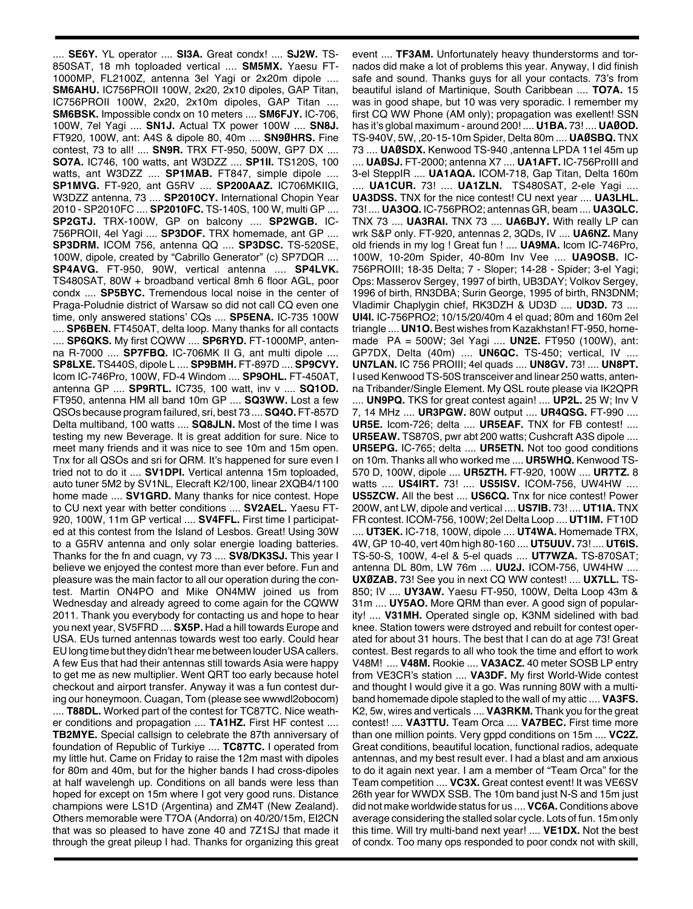.... **SE6Y.** YL operator .... **SI3A.** Great condx! .... **SJ2W.** TS-850SAT, 18 mh toploaded vertical .... **SM5MX.** Yaesu FT-1000MP, FL2100Z, antenna 3el Yagi or 2x20m dipole .... **SM6AHU.** IC756PROII 100W, 2x20, 2x10 dipoles, GAP Titan, IC756PROII 100W, 2x20, 2x10m dipoles, GAP Titan .... **SM6BSK.** Impossible condx on 10 meters .... **SM6FJY.** IC-706, 100W, 7el Yagi .... **SN1J.** Actual TX power 100W .... **SN8J.** FT920, 100W, ant: A4S & dipole 80, 40m .... **SN9ØHRS.** Fine contest, 73 to all! .... **SN9R.** TRX FT-950, 500W, GP7 DX .... **SO7A.** IC746, 100 watts, ant W3DZZ .... **SP1II.** TS120S, 100 watts, ant W3DZZ .... **SP1MAB.** FT847, simple dipole .... **SP1MVG.** FT-920, ant G5RV .... **SP200AAZ.** IC706MKIIG, W3DZZ antenna, 73 .... **SP2010CY.** International Chopin Year 2010 - SP2010FC .... **SP2010FC.** TS-140S, 100 W, multi GP .... **SP2GTJ.** TRX-100W, GP on balcony .... **SP2WGB.** IC-756PROII, 4el Yagi .... **SP3DOF.** TRX homemade, ant GP .... **SP3DRM.** ICOM 756, antenna QQ .... **SP3DSC.** TS-520SE, 100W, dipole, created by "Cabrillo Generator" (c) SP7DQR .... **SP4AVG.** FT-950, 90W, vertical antenna .... **SP4LVK.** TS480SAT, 80W + broadband vertical 8mh 6 floor AGL, poor condx .... **SP5BYC.** Tremendous local noise in the center of Praga-Poludnie district of Warsaw so did not call CQ even one time, only answered stations' CQs .... **SP5ENA.** IC-735 100W .... **SP6BEN.** FT450AT, delta loop. Many thanks for all contacts .... **SP6QKS.** My first CQWW .... **SP6RYD.** FT-1000MP, antenna R-7000 .... **SP7FBQ.** IC-706MK II G, ant multi dipole .... **SP8LXE.** TS440S, dipole L .... **SP9BMH.** FT-897D .... **SP9CVY.** Icom IC-746Pro, 100W, FD-4 Windom .... **SP9OHL.** FT-450AT, antenna GP .... **SP9RTL.** IC735, 100 watt, inv v .... **SQ1OD.** FT950, antenna HM all band 10m GP .... **SQ3WW.** Lost a few QSOs because program failured, sri, best 73 .... **SQ4O.** FT-857D Delta multiband, 100 watts .... **SQ8JLN.** Most of the time I was testing my new Beverage. It is great addition for sure. Nice to meet many friends and it was nice to see 10m and 15m open. Tnx for all QSOs and sri for QRM. It's happened for sure even I tried not to do it .... **SV1DPI.** Vertical antenna 15m toploaded, auto tuner 5M2 by SV1NL, Elecraft K2/100, linear 2XQB4/1100 home made .... **SV1GRD.** Many thanks for nice contest. Hope to CU next year with better conditions .... **SV2AEL.** Yaesu FT-920, 100W, 11m GP vertical .... **SV4FFL.** First time I participated at this contest from the Island of Lesbos. Great! Using 30W to a G5RV antenna and only solar energie loading batteries. Thanks for the fn and cuagn, vy 73 .... **SV8/DK3SJ.** This year I believe we enjoyed the contest more than ever before. Fun and pleasure was the main factor to all our operation during the contest. Martin ON4PO and Mike ON4MW joined us from Wednesday and already agreed to come again for the CQWW 2011. Thank you everybody for contacting us and hope to hear you next year, SV5FRD .... **SX5P.** Had a hill towards Europe and USA. EUs turned antennas towards west too early. Could hear EU long time but they didn't hear me between louder USA callers. A few Eus that had their antennas still towards Asia were happy to get me as new multiplier. Went QRT too early because hotel checkout and airport transfer. Anyway it was a fun contest during our honeymoon. Cuagan, Tom (please see wwwdl2obocom) .... **T88DL.** Worked part of the contest for TC87TC. Nice weather conditions and propagation .... **TA1HZ.** First HF contest .... **TB2MYE.** Special callsign to celebrate the 87th anniversary of foundation of Republic of Turkiye .... **TC87TC.** I operated from my little hut. Came on Friday to raise the 12m mast with dipoles for 80m and 40m, but for the higher bands I had cross-dipoles at half wavelengh up. Conditions on all bands were less than hoped for except on 15m where I got very good runs. Distance champions were LS1D (Argentina) and ZM4T (New Zealand). Others memorable were T7OA (Andorra) on 40/20/15m, EI2CN that was so pleased to have zone 40 and 7Z1SJ that made it through the great pileup I had. Thanks for organizing this great event .... **TF3AM.** Unfortunately heavy thunderstorms and tornados did make a lot of problems this year. Anyway, I did finish safe and sound. Thanks guys for all your contacts. 73's from beautiful island of Martinique, South Caribbean .... **TO7A.** 15 was in good shape, but 10 was very sporadic. I remember my first CQ WW Phone (AM only); propagation was exellent! SSN has it's global maximum - around 200! .... **U1BA.** 73! .... **UAØOD.** TS-940V, 5W, ,20-15-10m Spider, Delta 80m .... **UAØSBQ.** TNX 73 .... **UAØSDX.** Kenwood TS-940 ,antenna LPDA 11el 45m up .... **UAØSJ.** FT-2000; antenna X7 .... **UA1AFT.** IC-756ProIII and 3-el SteppIR .... **UA1AQA.** ICOM-718, Gap Titan, Delta 160m .... **UA1CUR.** 73! .... **UA1ZLN.** TS480SAT, 2-ele Yagi .... **UA3DSS.** TNX for the nice contest! CU next year .... **UA3LHL.** 73! .... **UA3OQ.** IC-756PRO2; antennas GR, beam .... **UA3QLC.** TNX 73 .... **UA3RAI.** TNX 73 .... **UA6BJY.** With really LP can wrk S&P only. FT-920, antennas 2, 3QDs, IV .... **UA6NZ.** Many old friends in my log ! Great fun ! .... **UA9MA.** Icom IC-746Pro, 100W, 10-20m Spider, 40-80m Inv Vee .... **UA9OSB.** IC-756PROIII; 18-35 Delta; 7 - Sloper; 14-28 - Spider; 3-el Yagi; Ops: Masserov Sergey, 1997 of birth, UB3DAY; Volkov Sergey, 1996 of birth, RN3DBA; Surin George, 1995 of birth, RN3DNM; Vladimir Chaplygin chief, RK3DZH & UD3D .... **UD3D.** 73 .... **UI4I.** IC-756PRO2; 10/15/20/40m 4 el quad; 80m and 160m 2el triangle .... **UN1O.** Best wishes from Kazakhstan! FT-950, homemade PA = 500W; 3el Yagi .... **UN2E.** FT950 (100W), ant: GP7DX, Delta (40m) .... **UN6QC.** TS-450; vertical, IV .... **UN7LAN.** IC 756 PROIII; 4el quads .... **UN8GV.** 73! .... **UN8PT.** I used Kenwood TS-50S transceiver and linear 250 watts, antenna Tribander/Single Element. My QSL route please via IK2QPR .... **UN9PQ.** TKS for great contest again! .... **UP2L.** 25 W; Inv V 7, 14 MHz .... **UR3PGW.** 80W output .... **UR4QSG.** FT-990 .... **UR5E.** Icom-726; delta .... **UR5EAF.** TNX for FB contest! .... **UR5EAW.** TS870S, pwr abt 200 watts; Cushcraft A3S dipole .... **UR5EPG.** IC-765; delta .... **UR5ETN.** Not too good conditions on 10m. Thanks all who worked me .... **UR5WHQ.** Kenwood TS-570 D, 100W, dipole .... **UR5ZTH.** FT-920, 100W .... **UR7TZ.** 8 watts .... **US4IRT.** 73! .... **US5ISV.** ICOM-756, UW4HW .... **US5ZCW.** All the best .... **US6CQ.** Tnx for nice contest! Power 200W, ant LW, dipole and vertical .... **US7IB.** 73! .... **UT1IA.** TNX FR contest. ICOM-756, 100W; 2el Delta Loop .... **UT1IM.** FT10D .... **UT3EK.** IC-718, 100W, dipole .... **UT4WA.** Homemade TRX, 4W, GP 10-40, vert 40m high 80-160 .... **UT5UUV.** 73! .... **UT6IS.** TS-50-S, 100W, 4-el & 5-el quads .... **UT7WZA.** TS-870SAT; antenna DL 80m, LW 76m .... **UU2J.** ICOM-756, UW4HW .... **UXØZAB.** 73! See you in next CQ WW contest! .... **UX7LL.** TS-850; IV .... **UY3AW.** Yaesu FT-950, 100W, Delta Loop 43m & 31m .... **UY5AO.** More QRM than ever. A good sign of popularity! .... **V31MH.** Operated single op, K3NM sidelined with bad knee. Station towers were dstroyed and rebuilt for contest operated for about 31 hours. The best that I can do at age 73! Great contest. Best regards to all who took the time and effort to work V48M! .... **V48M.** Rookie .... **VA3ACZ.** 40 meter SOSB LP entry from VE3CR's station .... **VA3DF.** My first World-Wide contest and thought I would give it a go. Was running 80W with a multiband homemade dipole stapled to the wall of my attic .... **VA3FS.** K2, 5w, wires and verticals .... **VA3RKM.** Thank you for the great contest! .... **VA3TTU.** Team Orca .... **VA7BEC.** First time more than one million points. Very gppd conditions on 15m .... **VC2Z.** Great conditions, beautiful location, functional radios, adequate antennas, and my best result ever. I had a blast and am anxious to do it again next year. I am a member of "Team Orca" for the Team competition .... **VC3X.** Great contest event! It was VE6SV 26th year for WWDX SSB. The 10m band just N-S and 15m just did not make worldwide status for us .... **VC6A.** Conditions above average considering the stalled solar cycle. Lots of fun. 15m only this time. Will try multi-band next year! .... **VE1DX.** Not the best of condx. Too many ops responded to poor condx not with skill,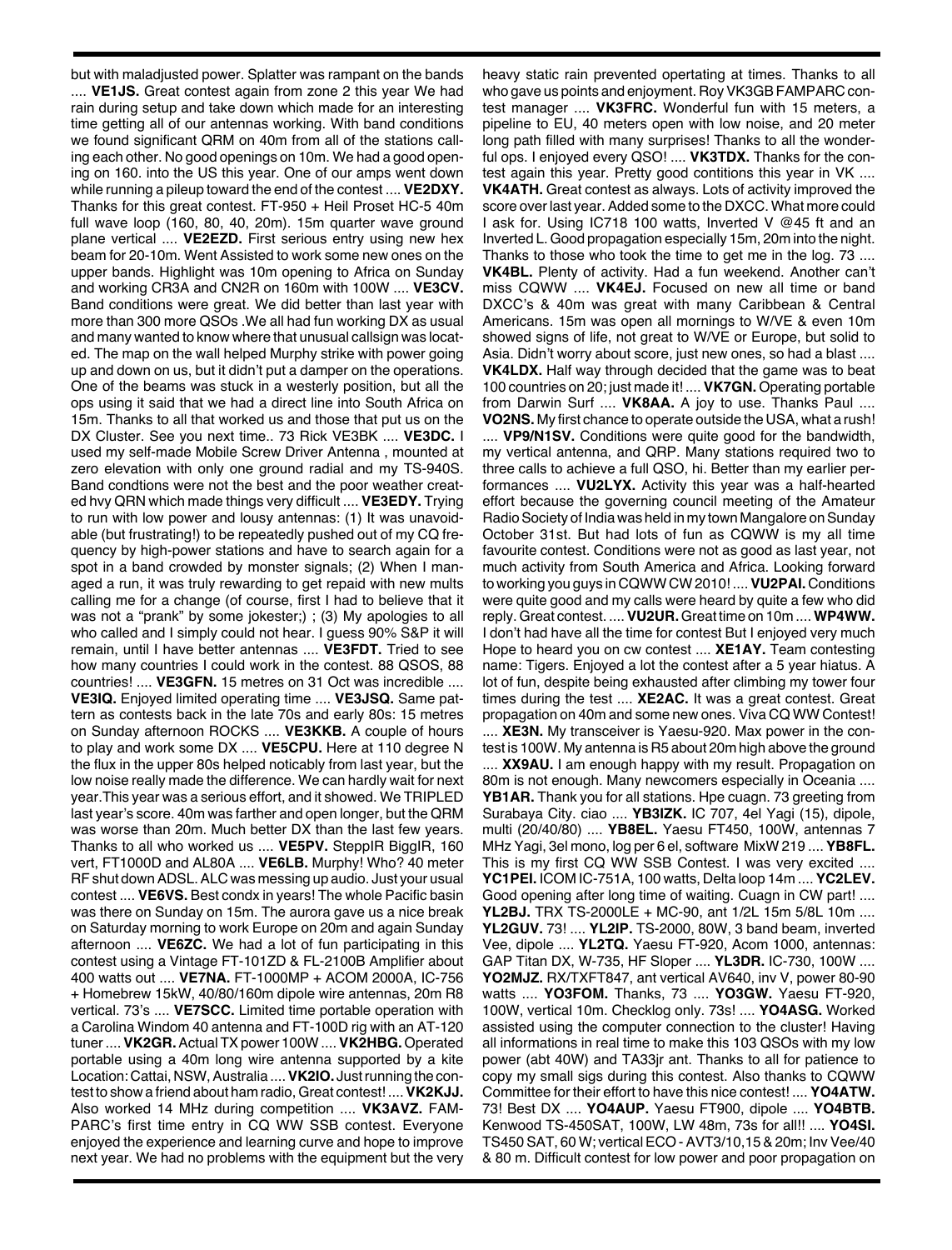but with maladjusted power. Splatter was rampant on the bands .... **VE1JS.** Great contest again from zone 2 this year We had rain during setup and take down which made for an interesting time getting all of our antennas working. With band conditions we found significant QRM on 40m from all of the stations calling each other. No good openings on 10m. We had a good opening on 160. into the US this year. One of our amps went down while running a pileup toward the end of the contest .... **VE2DXY.** Thanks for this great contest. FT-950 + Heil Proset HC-5 40m full wave loop (160, 80, 40, 20m). 15m quarter wave ground plane vertical .... **VE2EZD.** First serious entry using new hex beam for 20-10m. Went Assisted to work some new ones on the upper bands. Highlight was 10m opening to Africa on Sunday and working CR3A and CN2R on 160m with 100W .... **VE3CV.** Band conditions were great. We did better than last year with more than 300 more QSOs .We all had fun working DX as usual and many wanted to know where that unusual callsign was located. The map on the wall helped Murphy strike with power going up and down on us, but it didn't put a damper on the operations. One of the beams was stuck in a westerly position, but all the ops using it said that we had a direct line into South Africa on 15m. Thanks to all that worked us and those that put us on the DX Cluster. See you next time.. 73 Rick VE3BK .... **VE3DC.** I used my self-made Mobile Screw Driver Antenna , mounted at zero elevation with only one ground radial and my TS-940S. Band condtions were not the best and the poor weather created hvy QRN which made things very difficult .... **VE3EDY.** Trying to run with low power and lousy antennas: (1) It was unavoidable (but frustrating!) to be repeatedly pushed out of my CQ frequency by high-power stations and have to search again for a spot in a band crowded by monster signals; (2) When I managed a run, it was truly rewarding to get repaid with new mults calling me for a change (of course, first I had to believe that it was not a "prank" by some jokester;) ; (3) My apologies to all who called and I simply could not hear. I guess 90% S&P it will remain, until I have better antennas .... **VE3FDT.** Tried to see how many countries I could work in the contest. 88 QSOS, 88 countries! .... **VE3GFN.** 15 metres on 31 Oct was incredible .... **VE3IQ.** Enjoyed limited operating time .... **VE3JSQ.** Same pattern as contests back in the late 70s and early 80s: 15 metres on Sunday afternoon ROCKS .... **VE3KKB.** A couple of hours to play and work some DX .... **VE5CPU.** Here at 110 degree N the flux in the upper 80s helped noticably from last year, but the low noise really made the difference. We can hardly wait for next year.This year was a serious effort, and it showed. We TRIPLED last year's score. 40m was farther and open longer, but the QRM was worse than 20m. Much better DX than the last few years. Thanks to all who worked us .... **VE5PV.** SteppIR BiggIR, 160 vert, FT1000D and AL80A .... **VE6LB.** Murphy! Who? 40 meter RF shut down ADSL. ALC was messing up audio. Just your usual contest .... **VE6VS.** Best condx in years! The whole Pacific basin was there on Sunday on 15m. The aurora gave us a nice break on Saturday morning to work Europe on 20m and again Sunday afternoon .... **VE6ZC.** We had a lot of fun participating in this contest using a Vintage FT-101ZD & FL-2100B Amplifier about 400 watts out .... **VE7NA.** FT-1000MP + ACOM 2000A, IC-756 + Homebrew 15kW, 40/80/160m dipole wire antennas, 20m R8 vertical. 73's .... **VE7SCC.** Limited time portable operation with a Carolina Windom 40 antenna and FT-100D rig with an AT-120 tuner .... **VK2GR.** Actual TX power 100W .... **VK2HBG.** Operated portable using a 40m long wire antenna supported by a kite Location: Cattai, NSW, Australia .... **VK2IO.** Just running the contest to show a friend about ham radio, Great contest! .... **VK2KJJ.** Also worked 14 MHz during competition .... **VK3AVZ.** FAMPARC's first time entry in CQ WW SSB contest. Everyone enjoyed the experience and learning curve and hope to improve next year. We had no problems with the equipment but the very heavy static rain prevented opertating at times. Thanks to all who gave us points and enjoyment. Roy VK3GB FAMPARC contest manager .... **VK3FRC.** Wonderful fun with 15 meters, a pipeline to EU, 40 meters open with low noise, and 20 meter long path filled with many surprises! Thanks to all the wonderful ops. I enjoyed every QSO! .... **VK3TDX.** Thanks for the contest again this year. Pretty good contitions this year in VK .... **VK4ATH.** Great contest as always. Lots of activity improved the score over last year. Added some to the DXCC. What more could I ask for. Using IC718 100 watts, Inverted V @45 ft and an Inverted L. Good propagation especially 15m, 20m into the night. Thanks to those who took the time to get me in the log. 73 .... **VK4BL.** Plenty of activity. Had a fun weekend. Another can't miss CQWW .... **VK4EJ.** Focused on new all time or band DXCC's & 40m was great with many Caribbean & Central Americans. 15m was open all mornings to W/VE & even 10m showed signs of life, not great to W/VE or Europe, but solid to Asia. Didn't worry about score, just new ones, so had a blast .... **VK4LDX.** Half way through decided that the game was to beat 100 countries on 20; just made it! .... **VK7GN.** Operating portable from Darwin Surf .... **VK8AA.** A joy to use. Thanks Paul .... **VO2NS.** My first chance to operate outside the USA, what a rush! .... **VP9/N1SV.** Conditions were quite good for the bandwidth, my vertical antenna, and QRP. Many stations required two to three calls to achieve a full QSO, hi. Better than my earlier performances .... **VU2LYX.** Activity this year was a half-hearted effort because the governing council meeting of the Amateur Radio Society of India was held in my town Mangalore on Sunday October 31st. But had lots of fun as CQWW is my all time favourite contest. Conditions were not as good as last year, not much activity from South America and Africa. Looking forward to working you guys in CQWW CW 2010! .... **VU2PAI.** Conditions were quite good and my calls were heard by quite a few who did reply. Great contest. .... **VU2UR.** Great time on 10m .... **WP4WW.** I don't had have all the time for contest But I enjoyed very much Hope to heard you on cw contest .... **XE1AY.** Team contesting name: Tigers. Enjoyed a lot the contest after a 5 year hiatus. A lot of fun, despite being exhausted after climbing my tower four times during the test .... **XE2AC.** It was a great contest. Great propagation on 40m and some new ones. Viva CQ WW Contest! .... **XE3N.** My transceiver is Yaesu-920. Max power in the contest is 100W. My antenna is R5 about 20m high above the ground .... **XX9AU.** I am enough happy with my result. Propagation on 80m is not enough. Many newcomers especially in Oceania .... **YB1AR.** Thank you for all stations. Hpe cuagn. 73 greeting from Surabaya City. ciao .... **YB3IZK.** IC 707, 4el Yagi (15), dipole, multi (20/40/80) .... **YB8EL.** Yaesu FT450, 100W, antennas 7 MHz Yagi, 3el mono, log per 6 el, software MixW 219 .... **YB8FL.** This is my first CQ WW SSB Contest. I was very excited .... **YC1PEI.** ICOM IC-751A, 100 watts, Delta loop 14m .... **YC2LEV.** Good opening after long time of waiting. Cuagn in CW part! .... **YL2BJ.** TRX TS-2000LE + MC-90, ant 1/2L 15m 5/8L 10m .... **YL2GUV.** 73! .... **YL2IP.** TS-2000, 80W, 3 band beam, inverted Vee, dipole .... **YL2TQ.** Yaesu FT-920, Acom 1000, antennas: GAP Titan DX, W-735, HF Sloper .... **YL3DR.** IC-730, 100W .... **YO2MJZ.** RX/TXFT847, ant vertical AV640, inv V, power 80-90 watts .... **YO3FOM.** Thanks, 73 .... **YO3GW.** Yaesu FT-920, 100W, vertical 10m. Checklog only. 73s! .... **YO4ASG.** Worked assisted using the computer connection to the cluster! Having all informations in real time to make this 103 QSOs with my low power (abt 40W) and TA33jr ant. Thanks to all for patience to copy my small sigs during this contest. Also thanks to CQWW Committee for their effort to have this nice contest! .... **YO4ATW.** 73! Best DX .... **YO4AUP.** Yaesu FT900, dipole .... **YO4BTB.** Kenwood TS-450SAT, 100W, LW 48m, 73s for all!! .... **YO4SI.** TS450 SAT, 60 W; vertical ECO - AVT3/10,15 & 20m; Inv Vee/40 & 80 m. Difficult contest for low power and poor propagation on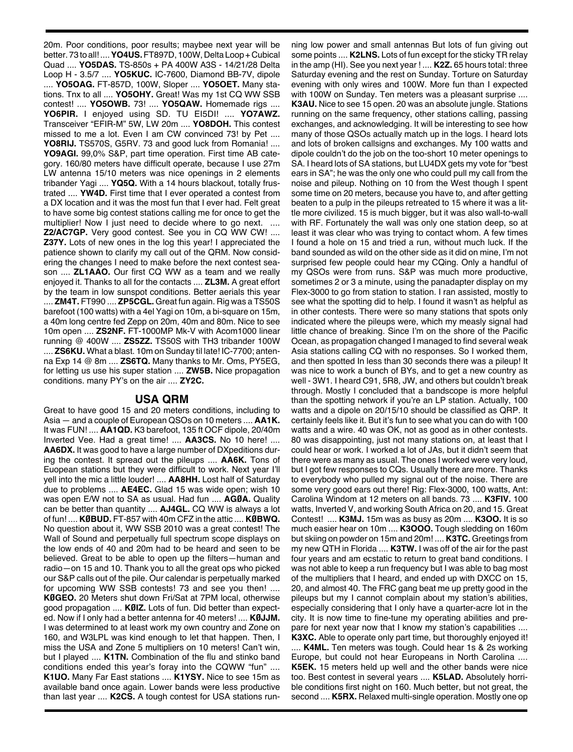20m. Poor conditions, poor results; maybee next year will be better. 73 to all! .... **YO4US.** FT897D, 100W, Delta Loop + Cubical Quad .... **YO5DAS.** TS-850s + PA 400W A3S - 14/21/28 Delta Loop H - 3.5/7 .... **YO5KUC.** IC-7600, Diamond BB-7V, dipole .... **YO5OAG.** FT-857D, 100W, Sloper .... **YO5OET.** Many stations. Tnx to all .... **YO5OHY.** Great! Was my 1st CQ WW SSB contest! .... **YO5OWB.** 73! .... **YO5QAW.** Homemade rigs .... **YO6PIR.** I enjoyed using SD. TU EI5DI! .... **YO7AWZ.** Transceiver "EFIR-M" 5W, LW 20m .... **YO8DOH.** This contest missed to me a lot. Even I am CW convinced 73! by Pet .... **YO8RIJ.** TS570S, G5RV. 73 and good luck from Romania! .... **YO9AGI.** 99,0% S&P, part time operation. First time AB category. 160/80 meters have difficult operate, because I use 27m LW antenna 15/10 meters was nice openings in 2 elements tribander Yagi .... **YQ5Q.** With a 14 hours blackout, totally frustrated .... **YW4D.** First time that I ever operated a contest from a DX location and it was the most fun that I ever had. Felt great to have some big contest stations calling me for once to get the multiplier! Now I just need to decide where to go next. .... **Z2/AC7GP.** Very good contest. See you in CQ WW CW! .... **Z37Y.** Lots of new ones in the log this year! I appreciated the patience shown to clarify my call out of the QRM. Now considering the changes I need to make before the next contest season .... **ZL1AAO.** Our first CQ WW as a team and we really enjoyed it. Thanks to all for the contacts .... **ZL3M.** A great effort by the team in low sunspot conditions. Better aerials this year .... **ZM4T.** FT990 .... **ZP5CGL.** Great fun again. Rig was a TS50S barefoot (100 watts) with a 4el Yagi on 10m, a bi-square on 15m, a 40m long centre fed Zepp on 20m, 40m and 80m. Nice to see 10m open .... **ZS2NF.** FT-1000MP Mk-V with Acom1000 linear running @ 400W .... **ZS5ZZ.** TS50S with TH3 tribander 100W .... **ZS6KU.** What a blast. 10m on Sunday til late! IC-7700; antenna Exp 14 @ 8m .... **ZS6TQ.** Many thanks to Mr. Oms, PY5EG, for letting us use his super station .... **ZW5B.** Nice propagation conditions. many PY's on the air .... **ZY2C.**

## USA QRM

Great to have good 15 and 20 meters conditions, including to Asia — and a couple of European QSOs on 10 meters .... **AA1K.** It was FUN! .... **AA1QD.** K3 barefoot, 135 ft OCF dipole, 20/40m Inverted Vee. Had a great time! .... **AA3CS.** No 10 here! .... **AA6DX.** It was good to have a large number of DXpeditions during the contest. It spread out the pileups .... **AA6K.** Tons of Euopean stations but they were difficult to work. Next year I'll yell into the mic a little louder! .... **AA8HH.** Lost half of Saturday due to problems .... **AE4EC.** Glad 15 was wide open; wish 10 was open E/W not to SA as usual. Had fun .... **AGØA.** Quality can be better than quantity .... **AJ4GL.** CQ WW is always a lot of fun! .... **KØBUD.** FT-857 with 40m CFZ in the attic .... **KØBWQ.** No question about it, WW SSB 2010 was a great contest! The Wall of Sound and perpetually full spectrum scope displays on the low ends of 40 and 20m had to be heard and seen to be believed. Great to be able to open up the filters—human and radio—on 15 and 10. Thank you to all the great ops who picked our S&P calls out of the pile. Our calendar is perpetually marked for upcoming WW SSB contests! 73 and see you then! .... **KØGEO.** 20 Meters shut down Fri/Sat at 7PM local, otherwise good propagation .... **KØIZ.** Lots of fun. Did better than expected. Now if I only had a better antenna for 40 meters! .... **KØJJM.** I was determined to at least work my own country and Zone on 160, and W3LPL was kind enough to let that happen. Then, I miss the USA and Zone 5 multipliers on 10 meters! Can't win, but I played .... **K1TN.** Combination of the flu and stinko band conditions ended this year's foray into the CQWW "fun" .... **K1UO.** Many Far East stations .... **K1YSY.** Nice to see 15m as available band once again. Lower bands were less productive than last year .... **K2CS.** A tough contest for USA stations running low power and small antennas But lots of fun giving out some points .... **K2LNS.** Lots of fun except for the sticky TR relay in the amp (HI). See you next year ! .... **K2Z.** 65 hours total: three Saturday evening and the rest on Sunday. Torture on Saturday evening with only wires and 100W. More fun than I expected with 100W on Sunday. Ten meters was a pleasant surprise .... **K3AU.** Nice to see 15 open. 20 was an absolute jungle. Stations running on the same frequency, other stations calling, passing exchanges, and acknowledging. It will be interesting to see how many of those QSOs actually match up in the logs. I heard lots and lots of broken callsigns and exchanges. My 100 watts and dipole couldn't do the job on the too-short 10 meter openings to SA. I heard lots of SA stations, but LU4DX gets my vote for "best ears in SA"; he was the only one who could pull my call from the noise and pileup. Nothing on 10 from the West though I spent some time on 20 meters, because you have to, and after getting beaten to a pulp in the pileups retreated to 15 where it was a little more civilized. 15 is much bigger, but it was also wall-to-wall with RF. Fortunately the wall was only one station deep, so at least it was clear who was trying to contact whom. A few times I found a hole on 15 and tried a run, without much luck. If the band sounded as wild on the other side as it did on mine, I'm not surprised few people could hear my CQing. Only a handful of my QSOs were from runs. S&P was much more productive, sometimes 2 or 3 a minute, using the panadapter display on my Flex-3000 to go from station to station. I ran assisted, mostly to see what the spotting did to help. I found it wasn't as helpful as in other contests. There were so many stations that spots only indicated where the pileups were, which my measly signal had little chance of breaking. Since I'm on the shore of the Pacific Ocean, as propagation changed I managed to find several weak Asia stations calling CQ with no responses. So I worked them, and then spotted In less than 30 seconds there was a pileup! It was nice to work a bunch of BYs, and to get a new country as well - 3W1. I heard C91, 5R8, JW, and others but couldn't break through. Mostly I concluded that a bandscope is more helpful than the spotting network if you're an LP station. Actually, 100 watts and a dipole on 20/15/10 should be classified as QRP. It certainly feels like it. But it's fun to see what you can do with 100 watts and a wire. 40 was OK, not as good as in other contests. 80 was disappointing, just not many stations on, at least that I could hear or work. I worked a lot of JAs, but it didn't seem that there were as many as usual. The ones I worked were very loud, but I got few responses to CQs. Usually there are more. Thanks to everybody who pulled my signal out of the noise. There are some very good ears out there! Rig: Flex-3000, 100 watts, Ant: Carolina Windom at 12 meters on all bands. 73 .... **K3FIV.** 100 watts, Inverted V, and working South Africa on 20, and 15. Great Contest! .... **K3MJ.** 15m was as busy as 20m .... **K3OO.** It is so much easier hear on 10m .... **K3OOO.** Tough sledding on 160m but skiing on powder on 15m and 20m! .... **K3TC.** Greetings from my new QTH in Florida .... **K3TW.** I was off of the air for the past four years and am ecstatic to return to great band conditions. I was not able to keep a run frequency but I was able to bag most of the multipliers that I heard, and ended up with DXCC on 15, 20, and almost 40. The FRC gang beat me up pretty good in the pileups but my I cannot complain about my station's abilities, especially considering that I only have a quarter-acre lot in the city. It is now time to fine-tune my operating abilities and prepare for next year now that I know my station's capabilities .... **K3XC.** Able to operate only part time, but thoroughly enjoyed it! .... **K4ML.** Ten meters was tough. Could hear 1s & 2s working Europe, but could not hear Europeans in North Carolina .... **K5EK.** 15 meters held up well and the other bands were nice too. Best contest in several years .... **K5LAD.** Absolutely horrible conditions first night on 160. Much better, but not great, the second .... **K5RX.** Relaxed multi-single operation. Mostly one op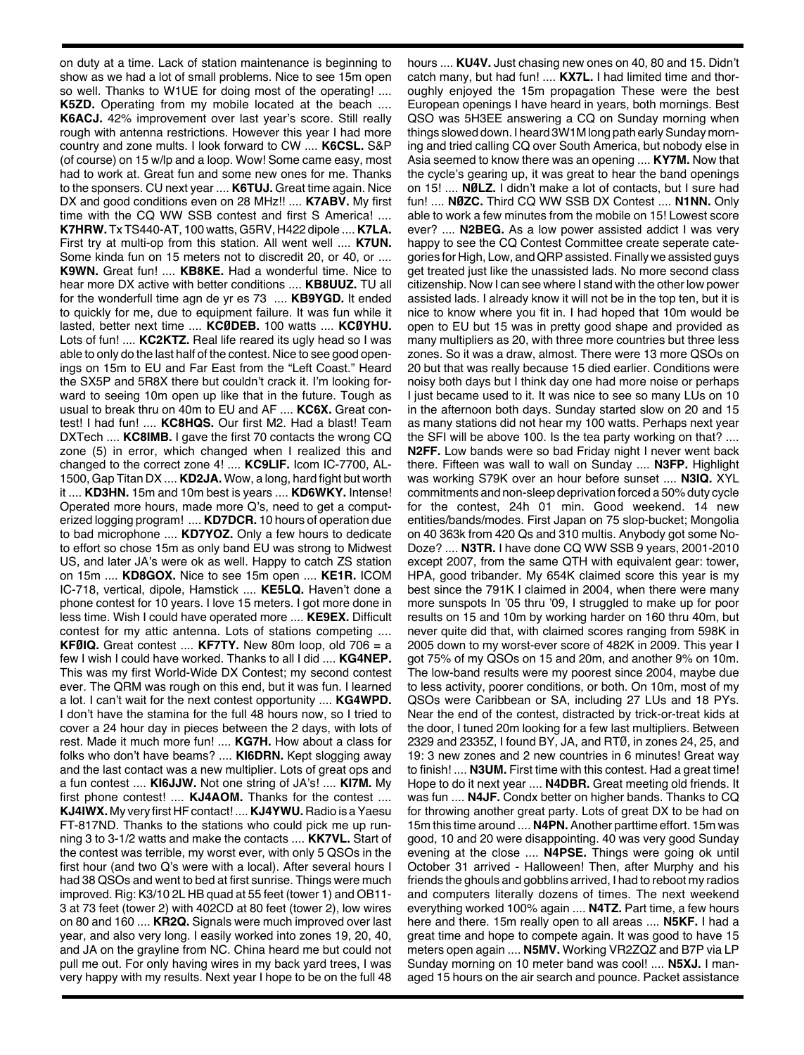on duty at a time. Lack of station maintenance is beginning to show as we had a lot of small problems. Nice to see 15m open so well. Thanks to W1UE for doing most of the operating! .... **K5ZD.** Operating from my mobile located at the beach .... **K6ACJ.** 42% improvement over last year's score. Still really rough with antenna restrictions. However this year I had more country and zone mults. I look forward to CW .... **K6CSL.** S&P (of course) on 15 w/lp and a loop. Wow! Some came easy, most had to work at. Great fun and some new ones for me. Thanks to the sponsers. CU next year .... **K6TUJ.** Great time again. Nice DX and good conditions even on 28 MHz!! .... **K7ABV.** My first time with the CQ WW SSB contest and first S America! .... **K7HRW.** Tx TS440-AT, 100 watts, G5RV, H422 dipole .... **K7LA.** First try at multi-op from this station. All went well .... **K7UN.** Some kinda fun on 15 meters not to discredit 20, or 40, or .... **K9WN.** Great fun! .... **KB8KE.** Had a wonderful time. Nice to hear more DX active with better conditions .... **KB8UUZ.** TU all for the wonderfull time agn de yr es 73 .... **KB9YGD.** It ended to quickly for me, due to equipment failure. It was fun while it lasted, better next time .... **KCØDEB.** 100 watts .... **KCØYHU.** Lots of fun! .... **KC2KTZ.** Real life reared its ugly head so I was able to only do the last half of the contest. Nice to see good openings on 15m to EU and Far East from the "Left Coast." Heard the SX5P and 5R8X there but couldn't crack it. I'm looking forward to seeing 10m open up like that in the future. Tough as usual to break thru on 40m to EU and AF .... **KC6X.** Great contest! I had fun! .... **KC8HQS.** Our first M2. Had a blast! Team DXTech .... **KC8IMB.** I gave the first 70 contacts the wrong CQ zone (5) in error, which changed when I realized this and changed to the correct zone 4! .... **KC9LIF.** Icom IC-7700, AL-1500, Gap Titan DX .... **KD2JA.** Wow, a long, hard fight but worth it .... **KD3HN.** 15m and 10m best is years .... **KD6WKY.** Intense! Operated more hours, made more Q's, need to get a computerized logging program! .... **KD7DCR.** 10 hours of operation due to bad microphone .... **KD7YOZ.** Only a few hours to dedicate to effort so chose 15m as only band EU was strong to Midwest US, and later JA's were ok as well. Happy to catch ZS station on 15m .... **KD8GOX.** Nice to see 15m open .... **KE1R.** ICOM IC-718, vertical, dipole, Hamstick .... **KE5LQ.** Haven't done a phone contest for 10 years. I love 15 meters. I got more done in less time. Wish I could have operated more .... **KE9EX.** Difficult contest for my attic antenna. Lots of stations competing .... **KFØIQ.** Great contest .... **KF7TY.** New 80m loop, old 706 = a few I wish I could have worked. Thanks to all I did .... **KG4NEP.** This was my first World-Wide DX Contest; my second contest ever. The QRM was rough on this end, but it was fun. I learned a lot. I can't wait for the next contest opportunity .... **KG4WPD.** I don't have the stamina for the full 48 hours now, so I tried to cover a 24 hour day in pieces between the 2 days, with lots of rest. Made it much more fun! .... **KG7H.** How about a class for folks who don't have beams? .... **KI6DRN.** Kept slogging away and the last contact was a new multiplier. Lots of great ops and a fun contest .... **KI6JJW.** Not one string of JA's! .... **KI7M.** My first phone contest! .... **KJ4AOM.** Thanks for the contest .... **KJ4IWX.** My very first HF contact! .... **KJ4YWU.** Radio is a Yaesu FT-817ND. Thanks to the stations who could pick me up running 3 to 3-1/2 watts and make the contacts .... **KK7VL.** Start of the contest was terrible, my worst ever, with only 5 QSOs in the first hour (and two Q's were with a local). After several hours I had 38 QSOs and went to bed at first sunrise. Things were much improved. Rig: K3/10 2L HB quad at 55 feet (tower 1) and OB11-3 at 73 feet (tower 2) with 402CD at 80 feet (tower 2), low wires on 80 and 160 .... **KR2Q.** Signals were much improved over last year, and also very long. I easily worked into zones 19, 20, 40, and JA on the grayline from NC. China heard me but could not pull me out. For only having wires in my back yard trees, I was very happy with my results. Next year I hope to be on the full 48 hours .... **KU4V.** Just chasing new ones on 40, 80 and 15. Didn't catch many, but had fun! .... **KX7L.** I had limited time and thoroughly enjoyed the 15m propagation These were the best European openings I have heard in years, both mornings. Best QSO was 5H3EE answering a CQ on Sunday morning when things slowed down. I heard 3W1M long path early Sunday morning and tried calling CQ over South America, but nobody else in Asia seemed to know there was an opening .... **KY7M.** Now that the cycle's gearing up, it was great to hear the band openings on 15! .... **NØLZ.** I didn't make a lot of contacts, but I sure had fun! .... **NØZC.** Third CQ WW SSB DX Contest .... **N1NN.** Only able to work a few minutes from the mobile on 15! Lowest score ever? .... **N2BEG.** As a low power assisted addict I was very happy to see the CQ Contest Committee create seperate categories for High, Low, and QRP assisted. Finally we assisted guys get treated just like the unassisted lads. No more second class citizenship. Now I can see where I stand with the other low power assisted lads. I already know it will not be in the top ten, but it is nice to know where you fit in. I had hoped that 10m would be open to EU but 15 was in pretty good shape and provided as many multipliers as 20, with three more countries but three less zones. So it was a draw, almost. There were 13 more QSOs on 20 but that was really because 15 died earlier. Conditions were noisy both days but I think day one had more noise or perhaps I just became used to it. It was nice to see so many LUs on 10 in the afternoon both days. Sunday started slow on 20 and 15 as many stations did not hear my 100 watts. Perhaps next year the SFI will be above 100. Is the tea party working on that? .... **N2FF.** Low bands were so bad Friday night I never went back there. Fifteen was wall to wall on Sunday .... **N3FP.** Highlight was working S79K over an hour before sunset .... **N3IQ.** XYL commitments and non-sleep deprivation forced a 50% duty cycle for the contest, 24h 01 min. Good weekend. 14 new entities/bands/modes. First Japan on 75 slop-bucket; Mongolia on 40 363k from 420 Qs and 310 multis. Anybody got some No-Doze? .... **N3TR.** I have done CQ WW SSB 9 years, 2001-2010 except 2007, from the same QTH with equivalent gear: tower, HPA, good tribander. My 654K claimed score this year is my best since the 791K I claimed in 2004, when there were many more sunspots In '05 thru '09, I struggled to make up for poor results on 15 and 10m by working harder on 160 thru 40m, but never quite did that, with claimed scores ranging from 598K in 2005 down to my worst-ever score of 482K in 2009. This year I got 75% of my QSOs on 15 and 20m, and another 9% on 10m. The low-band results were my poorest since 2004, maybe due to less activity, poorer conditions, or both. On 10m, most of my QSOs were Caribbean or SA, including 27 LUs and 18 PYs. Near the end of the contest, distracted by trick-or-treat kids at the door, I tuned 20m looking for a few last multipliers. Between 2329 and 2335Z, I found BY, JA, and RTØ, in zones 24, 25, and 19: 3 new zones and 2 new countries in 6 minutes! Great way to finish! .... **N3UM.** First time with this contest. Had a great time! Hope to do it next year .... **N4DBR.** Great meeting old friends. It was fun .... **N4JF.** Condx better on higher bands. Thanks to CQ for throwing another great party. Lots of great DX to be had on 15m this time around .... **N4PN.** Another parttime effort. 15m was good, 10 and 20 were disappointing. 40 was very good Sunday evening at the close .... **N4PSE.** Things were going ok until October 31 arrived - Halloween! Then, after Murphy and his friends the ghouls and gobblins arrived, I had to reboot my radios and computers literally dozens of times. The next weekend everything worked 100% again .... **N4TZ.** Part time, a few hours here and there. 15m really open to all areas .... **N5KF.** I had a great time and hope to compete again. It was good to have 15 meters open again .... **N5MV.** Working VR2ZQZ and B7P via LP Sunday morning on 10 meter band was cool! .... **N5XJ.** I managed 15 hours on the air search and pounce. Packet assistance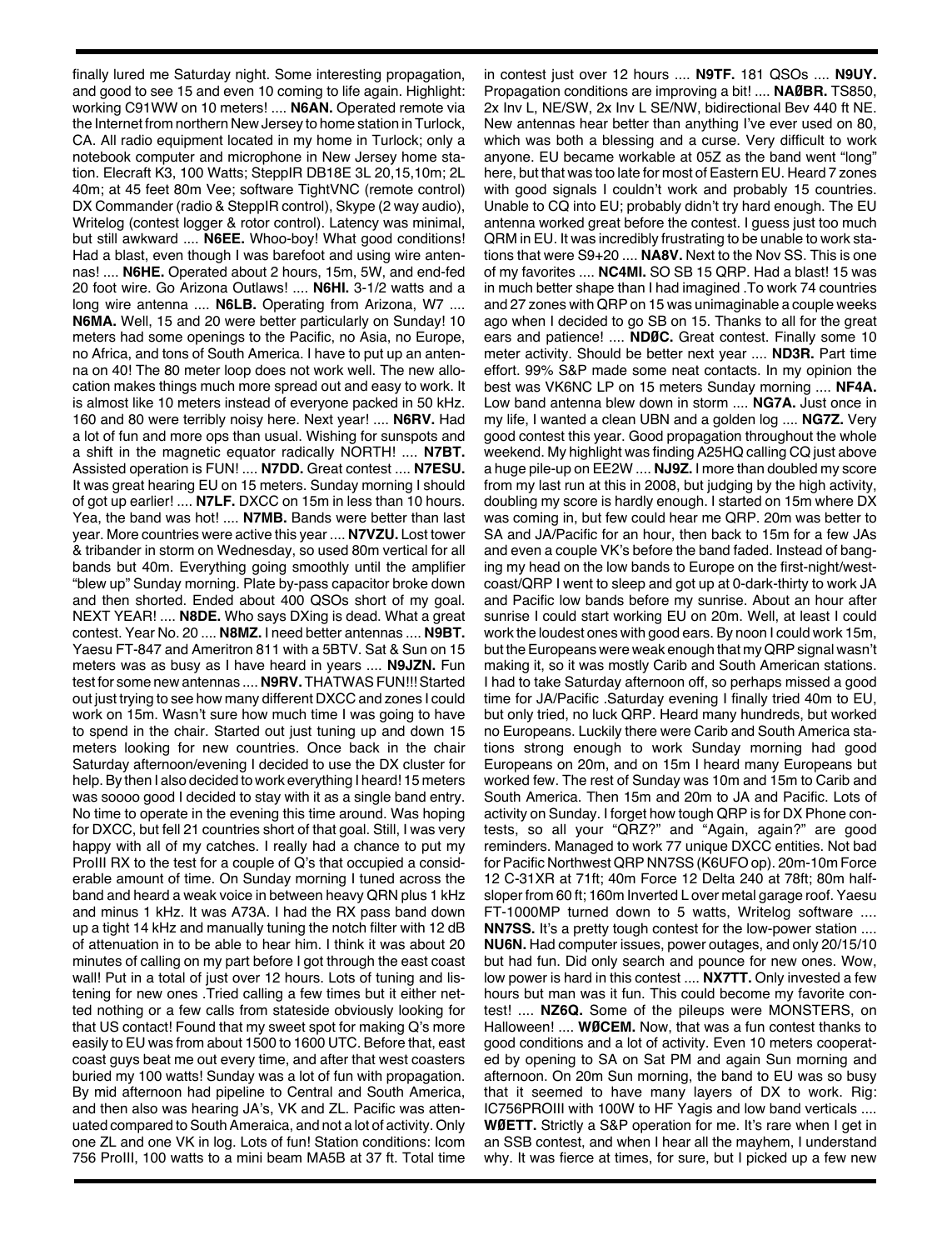finally lured me Saturday night. Some interesting propagation, and good to see 15 and even 10 coming to life again. Highlight: working C91WW on 10 meters! .... **N6AN.** Operated remote via the Internet from northern New Jersey to home station in Turlock, CA. All radio equipment located in my home in Turlock; only a notebook computer and microphone in New Jersey home station. Elecraft K3, 100 Watts; SteppIR DB18E 3L 20,15,10m; 2L 40m; at 45 feet 80m Vee; software TightVNC (remote control) DX Commander (radio & SteppIR control), Skype (2 way audio), Writelog (contest logger & rotor control). Latency was minimal, but still awkward .... **N6EE.** Whoo-boy! What good conditions! Had a blast, even though I was barefoot and using wire antennas! .... **N6HE.** Operated about 2 hours, 15m, 5W, and end-fed 20 foot wire. Go Arizona Outlaws! .... **N6HI.** 3-1/2 watts and a long wire antenna .... **N6LB.** Operating from Arizona, W7 .... **N6MA.** Well, 15 and 20 were better particularly on Sunday! 10 meters had some openings to the Pacific, no Asia, no Europe, no Africa, and tons of South America. I have to put up an antenna on 40! The 80 meter loop does not work well. The new allocation makes things much more spread out and easy to work. It is almost like 10 meters instead of everyone packed in 50 kHz. 160 and 80 were terribly noisy here. Next year! .... **N6RV.** Had a lot of fun and more ops than usual. Wishing for sunspots and a shift in the magnetic equator radically NORTH! .... **N7BT.** Assisted operation is FUN! .... **N7DD.** Great contest .... **N7ESU.** It was great hearing EU on 15 meters. Sunday morning I should of got up earlier! .... **N7LF.** DXCC on 15m in less than 10 hours. Yea, the band was hot! .... **N7MB.** Bands were better than last year. More countries were active this year .... **N7VZU.** Lost tower & tribander in storm on Wednesday, so used 80m vertical for all bands but 40m. Everything going smoothly until the amplifier "blew up" Sunday morning. Plate by-pass capacitor broke down and then shorted. Ended about 400 QSOs short of my goal. NEXT YEAR! .... **N8DE.** Who says DXing is dead. What a great contest. Year No. 20 .... **N8MZ.** I need better antennas .... **N9BT.** Yaesu FT-847 and Ameritron 811 with a 5BTV. Sat & Sun on 15 meters was as busy as I have heard in years .... **N9JZN.** Fun test for some new antennas .... **N9RV.** THAT WAS FUN!!! Started out just trying to see how many different DXCC and zones I could work on 15m. Wasn't sure how much time I was going to have to spend in the chair. Started out just tuning up and down 15 meters looking for new countries. Once back in the chair Saturday afternoon/evening I decided to use the DX cluster for help. By then I also decided to work everything I heard! 15 meters was soooo good I decided to stay with it as a single band entry. No time to operate in the evening this time around. Was hoping for DXCC, but fell 21 countries short of that goal. Still, I was very happy with all of my catches. I really had a chance to put my ProIII RX to the test for a couple of Q's that occupied a considerable amount of time. On Sunday morning I tuned across the band and heard a weak voice in between heavy QRN plus 1 kHz and minus 1 kHz. It was A73A. I had the RX pass band down up a tight 14 kHz and manually tuning the notch filter with 12 dB of attenuation in to be able to hear him. I think it was about 20 minutes of calling on my part before I got through the east coast wall! Put in a total of just over 12 hours. Lots of tuning and listening for new ones .Tried calling a few times but it either netted nothing or a few calls from stateside obviously looking for that US contact! Found that my sweet spot for making Q's more easily to EU was from about 1500 to 1600 UTC. Before that, east coast guys beat me out every time, and after that west coasters buried my 100 watts! Sunday was a lot of fun with propagation. By mid afternoon had pipeline to Central and South America, and then also was hearing JA's, VK and ZL. Pacific was attenuated compared to South Amaraica, and not a lot of activity. Only one ZL and one VK in log. Lots of fun! Station conditions: Icom 756 ProIII, 100 watts to a mini beam MA5B at 37 ft. Total time in contest just over 12 hours .... **N9TF.** 181 QSOs .... **N9UY.** Propagation conditions are improving a bit! .... **NAØBR.** TS850, 2x Inv L, NE/SW, 2x Inv L SE/NW, bidirectional Bev 440 ft NE. New antennas hear better than anything I've ever used on 80, which was both a blessing and a curse. Very difficult to work anyone. EU became workable at 05Z as the band went "long" here, but that was too late for most of Eastern EU. Heard 7 zones with good signals I couldn't work and probably 15 countries. Unable to CQ into EU; probably didn't try hard enough. The EU antenna worked great before the contest. I guess just too much QRM in EU. It was incredibly frustrating to be unable to work stations that were S9+20 .... **NA8V.** Next to the Nov SS. This is one of my favorites .... **NC4MI.** SO SB 15 QRP. Had a blast! 15 was in much better shape than I had imagined .To work 74 countries and 27 zones with QRP on 15 was unimaginable a couple weeks ago when I decided to go SB on 15. Thanks to all for the great ears and patience! .... **NDØC.** Great contest. Finally some 10 meter activity. Should be better next year .... **ND3R.** Part time effort. 99% S&P made some neat contacts. In my opinion the best was VK6NC LP on 15 meters Sunday morning .... **NF4A.** Low band antenna blew down in storm .... **NG7A.** Just once in my life, I wanted a clean UBN and a golden log .... **NG7Z.** Very good contest this year. Good propagation throughout the whole weekend. My highlight was finding A25HQ calling CQ just above a huge pile-up on EE2W .... **NJ9Z.** I more than doubled my score from my last run at this in 2008, but judging by the high activity, doubling my score is hardly enough. I started on 15m where DX was coming in, but few could hear me QRP. 20m was better to SA and JA/Pacific for an hour, then back to 15m for a few JAs and even a couple VK's before the band faded. Instead of banging my head on the low bands to Europe on the first-night/west-coast/QRP I went to sleep and got up at 0-dark-thirty to work JA and Pacific low bands before my sunrise. About an hour after sunrise I could start working EU on 20m. Well, at least I could work the loudest ones with good ears. By noon I could work 15m, but the Europeans were weak enough that my QRP signal wasn't making it, so it was mostly Carib and South American stations. I had to take Saturday afternoon off, so perhaps missed a good time for JA/Pacific .Saturday evening I finally tried 40m to EU, but only tried, no luck QRP. Heard many hundreds, but worked no Europeans. Luckily there were Carib and South America stations strong enough to work Sunday morning had good Europeans on 20m, and on 15m I heard many Europeans but worked few. The rest of Sunday was 10m and 15m to Carib and South America. Then 15m and 20m to JA and Pacific. Lots of activity on Sunday. I forget how tough QRP is for DX Phone contests, so all your "QRZ?" and "Again, again?" are good reminders. Managed to work 77 unique DXCC entities. Not bad for Pacific Northwest QRP NN7SS (K6UFO op). 20m-10m Force 12 C-31XR at 71ft; 40m Force 12 Delta 240 at 78ft; 80m half-sloper from 60 ft; 160m Inverted L over metal garage roof. Yaesu FT-1000MP turned down to 5 watts, Writelog software .... **NN7SS.** It's a pretty tough contest for the low-power station .... **NU6N.** Had computer issues, power outages, and only 20/15/10 but had fun. Did only search and pounce for new ones. Wow, low power is hard in this contest .... **NX7TT.** Only invested a few hours but man was it fun. This could become my favorite contest! .... **NZ6Q.** Some of the pileups were MONSTERS, on Halloween! .... **WØCEM.** Now, that was a fun contest thanks to good conditions and a lot of activity. Even 10 meters cooperated by opening to SA on Sat PM and again Sun morning and afternoon. On 20m Sun morning, the band to EU was so busy that it seemed to have many layers of DX to work. Rig: IC756PROIII with 100W to HF Yagis and low band verticals .... **WØETT.** Strictly a S&P operation for me. It's rare when I get in an SSB contest, and when I hear all the mayhem, I understand why. It was fierce at times, for sure, but I picked up a few new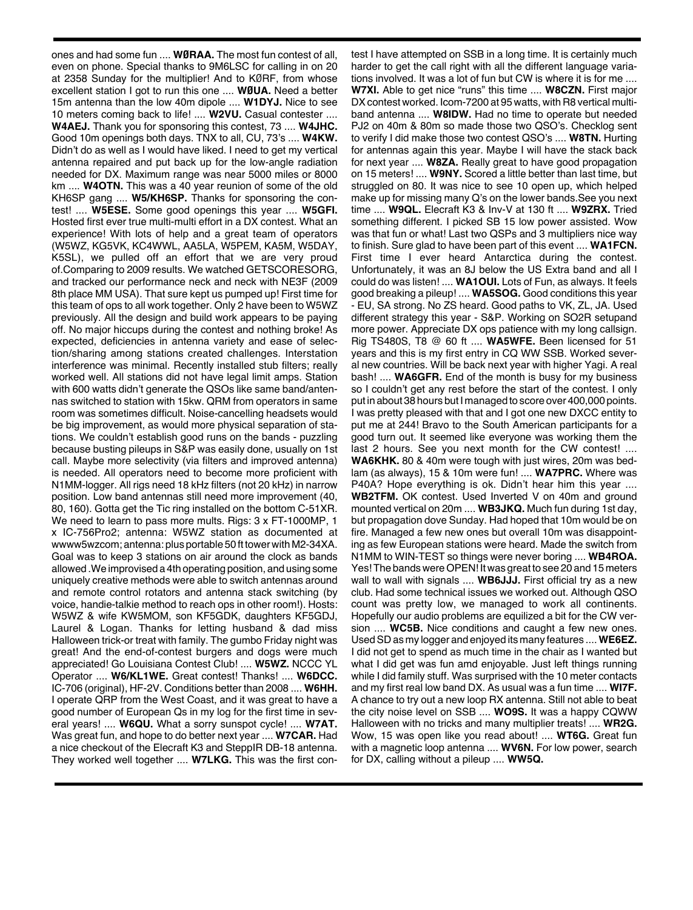ones and had some fun .... **WØRAA.** The most fun contest of all, even on phone. Special thanks to 9M6LSC for calling in on 20 at 2358 Sunday for the multiplier! And to KØRF, from whose excellent station I got to run this one .... **WØUA.** Need a better 15m antenna than the low 40m dipole .... **W1DYJ.** Nice to see 10 meters coming back to life! .... **W2VU.** Casual contester .... **W4AEJ.** Thank you for sponsoring this contest, 73 .... **W4JHC.** Good 10m openings both days. TNX to all, CU, 73's .... **W4KW.** Didn't do as well as I would have liked. I need to get my vertical antenna repaired and put back up for the low-angle radiation needed for DX. Maximum range was near 5000 miles or 8000 km .... **W4OTN.** This was a 40 year reunion of some of the old KH6SP gang .... **W5/KH6SP.** Thanks for sponsoring the contest! .... **W5ESE.** Some good openings this year .... **W5GFI.** Hosted first ever true multi-multi effort in a DX contest. What an experience! With lots of help and a great team of operators (W5WZ, KG5VK, KC4WWL, AA5LA, W5PEM, KA5M, W5DAY, K5SL), we pulled off an effort that we are very proud of.Comparing to 2009 results. We watched GETSCORESORG, and tracked our performance neck and neck with NE3F (2009 8th place MM USA). That sure kept us pumped up! First time for this team of ops to all work together. Only 2 have been to W5WZ previously. All the design and build work appears to be paying off. No major hiccups during the contest and nothing broke! As expected, deficiencies in antenna variety and ease of selection/sharing among stations created challenges. Interstation interference was minimal. Recently installed stub filters; really worked well. All stations did not have legal limit amps. Station with 600 watts didn't generate the QSOs like same band/antennas switched to station with 15kw. QRM from operators in same room was sometimes difficult. Noise-cancelling headsets would be big improvement, as would more physical separation of stations. We couldn't establish good runs on the bands - puzzling because busting pileups in S&P was easily done, usually on 1st call. Maybe more selectivity (via filters and improved antenna) is needed. All operators need to become more proficient with N1MM-logger. All rigs need 18 kHz filters (not 20 kHz) in narrow position. Low band antennas still need more improvement (40, 80, 160). Gotta get the Tic ring installed on the bottom C-51XR. We need to learn to pass more mults. Rigs: 3 x FT-1000MP, 1 x IC-756Pro2; antenna: W5WZ station as documented at wwww5wzcom; antenna: plus portable 50 ft tower with M2-34XA. Goal was to keep 3 stations on air around the clock as bands allowed .We improvised a 4th operating position, and using some uniquely creative methods were able to switch antennas around and remote control rotators and antenna stack switching (by voice, handie-talkie method to reach ops in other room!). Hosts: W5WZ & wife KW5MOM, son KF5GDK, daughters KF5GDJ, Laurel & Logan. Thanks for letting husband & dad miss Halloween trick-or treat with family. The gumbo Friday night was great! And the end-of-contest burgers and dogs were much appreciated! Go Louisiana Contest Club! .... **W5WZ.** NCCC YL Operator .... **W6/KL1WE.** Great contest! Thanks! .... **W6DCC.** IC-706 (original), HF-2V. Conditions better than 2008 .... **W6HH.** I operate QRP from the West Coast, and it was great to have a good number of European Qs in my log for the first time in several years! .... **W6QU.** What a sorry sunspot cycle! .... **W7AT.** Was great fun, and hope to do better next year .... **W7CAR.** Had a nice checkout of the Elecraft K3 and SteppIR DB-18 antenna. They worked well together .... **W7LKG.** This was the first contest I have attempted on SSB in a long time. It is certainly much harder to get the call right with all the different language variations involved. It was a lot of fun but CW is where it is for me .... **W7XI.** Able to get nice "runs" this time .... **W8CZN.** First major DX contest worked. Icom-7200 at 95 watts, with R8 vertical multiband antenna .... **W8IDW.** Had no time to operate but needed PJ2 on 40m & 80m so made those two QSO's. Checklog sent to verify I did make those two contest QSO's .... **W8TN.** Hurting for antennas again this year. Maybe I will have the stack back for next year .... **W8ZA.** Really great to have good propagation on 15 meters! .... **W9NY.** Scored a little better than last time, but struggled on 80. It was nice to see 10 open up, which helped make up for missing many Q's on the lower bands.See you next time .... **W9QL.** Elecraft K3 & Inv-V at 130 ft .... **W9ZRX.** Tried something different. I picked SB 15 low power assisted. Wow was that fun or what! Last two QSPs and 3 multipliers nice way to finish. Sure glad to have been part of this event .... **WA1FCN.** First time I ever heard Antarctica during the contest. Unfortunately, it was an 8J below the US Extra band and all I could do was listen! .... **WA1OUI.** Lots of Fun, as always. It feels good breaking a pileup! .... **WA5SOG.** Good conditions this year - EU, SA strong. No ZS heard. Good paths to VK, ZL, JA. Used different strategy this year - S&P. Working on SO2R setupand more power. Appreciate DX ops patience with my long callsign. Rig TS480S, T8 @ 60 ft .... **WA5WFE.** Been licensed for 51 years and this is my first entry in CQ WW SSB. Worked several new countries. Will be back next year with higher Yagi. A real bash! .... **WA6GFR.** End of the month is busy for my business so I couldn't get any rest before the start of the contest. I only put in about 38 hours but I managed to score over 400,000 points. I was pretty pleased with that and I got one new DXCC entity to put me at 244! Bravo to the South American participants for a good turn out. It seemed like everyone was working them the last 2 hours. See you next month for the CW contest! .... **WA6KHK.** 80 & 40m were tough with just wires, 20m was bedlam (as always), 15 & 10m were fun! .... **WA7PRC.** Where was P40A? Hope everything is ok. Didn't hear him this year .... **WB2TFM.** OK contest. Used Inverted V on 40m and ground mounted vertical on 20m .... **WB3JKQ.** Much fun during 1st day, but propagation dove Sunday. Had hoped that 10m would be on fire. Managed a few new ones but overall 10m was disappointing as few European stations were heard. Made the switch from N1MM to WIN-TEST so things were never boring .... **WB4ROA.** Yes! The bands were OPEN! It was great to see 20 and 15 meters wall to wall with signals .... **WB6JJJ.** First official try as a new club. Had some technical issues we worked out. Although QSO count was pretty low, we managed to work all continents. Hopefully our audio problems are equilized a bit for the CW version .... **WC5B.** Nice conditions and caught a few new ones. Used SD as my logger and enjoyed its many features .... **WE6EZ.** I did not get to spend as much time in the chair as I wanted but what I did get was fun amd enjoyable. Just left things running while I did family stuff. Was surprised with the 10 meter contacts and my first real low band DX. As usual was a fun time .... **WI7F.** A chance to try out a new loop RX antenna. Still not able to beat the city noise level on SSB .... **WO9S.** It was a happy CQWW Halloween with no tricks and many multiplier treats! .... **WR2G.** Wow, 15 was open like you read about! .... **WT6G.** Great fun with a magnetic loop antenna .... **WV6N.** For low power, search for DX, calling without a pileup .... **WW5Q.**